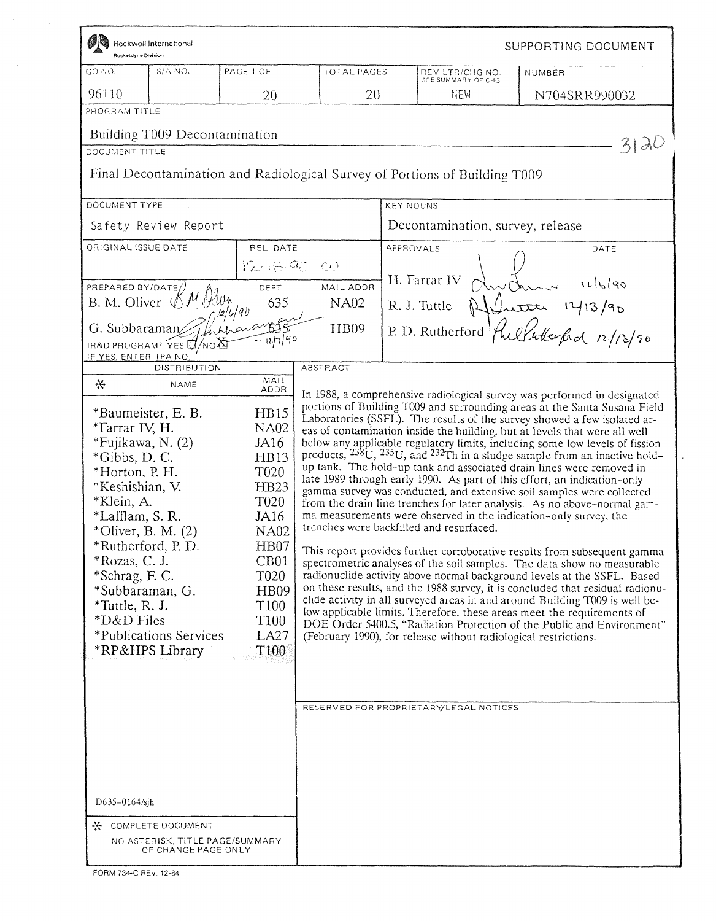Rockwell International
Rocketdyne Division

SUPPORTING DOCUMENT

| GO NO. | S/A NO. | PAGE 1 OF | TOTAL PAGES | REV LTR/CHG NO. SEE SUMMARY OF CHG | NUMBER |
|---|---|---|---|---|---|
| 96110 | | 20 | 20 | NEW | N704SRR990032 |

PROGRAM TITLE

Building T009 Decontamination

3120

DOCUMENT TITLE

Final Decontamination and Radiological Survey of Portions of Building T009

| DOCUMENT TYPE | KEY NOUNS |
|---|---|
| Safety Review Report | Decontamination, survey, release |

| ORIGINAL ISSUE DATE | REL. DATE | | APPROVALS | DATE |
|---|---|---|---|---|
| | 12-18-90 | | H. Farrar IV | 12/6/90 |
| PREPARED BY/DATE | DEPT | MAIL ADDR | R. J. Tuttle | 12/13/90 |
| B. M. Oliver 12/6/90 | 635 | NA02 | P. D. Rutherford | 12/12/90 |
| G. Subbaraman 12/7/90 | 635 | HB09 | | |

IR&D PROGRAM? YES ☐ NO ☒
IF YES, ENTER TPA NO.

DISTRIBUTION

| * | NAME | MAIL ADDR |
|---|---|---|
| * | Baumeister, E. B. | HB15 |
| * | Farrar IV, H. | NA02 |
| * | Fujikawa, N. (2) | JA16 |
| * | Gibbs, D. C. | HB13 |
| * | Horton, P. H. | T020 |
| * | Keshishian, V. | HB23 |
| * | Klein, A. | T020 |
| * | Lafflam, S. R. | JA16 |
| * | Oliver, B. M. (2) | NA02 |
| * | Rutherford, P. D. | HB07 |
| * | Rozas, C. J. | CB01 |
| * | Schrag, F. C. | T020 |
| * | Subbaraman, G. | HB09 |
| * | Tuttle, R. J. | T100 |
| * | D&D Files | T100 |
| * | Publications Services | LA27 |
| * | RP&HPS Library | T100 |

D635-0164/sjh

\* COMPLETE DOCUMENT
NO ASTERISK, TITLE PAGE/SUMMARY OF CHANGE PAGE ONLY

ABSTRACT

In 1988, a comprehensive radiological survey was performed in designated portions of Building T009 and surrounding areas at the Santa Susana Field Laboratories (SSFL). The results of the survey showed a few isolated areas of contamination inside the building, but at levels that were all well below any applicable regulatory limits, including some low levels of fission products, $^{238}U$, $^{235}U$, and $^{232}Th$ in a sludge sample from an inactive hold-up tank. The hold-up tank and associated drain lines were removed in late 1989 through early 1990. As part of this effort, an indication-only gamma survey was conducted, and extensive soil samples were collected from the drain line trenches for later analysis. As no above-normal gamma measurements were observed in the indication-only survey, the trenches were backfilled and resurfaced.

This report provides further corroborative results from subsequent gamma spectrometric analyses of the soil samples. The data show no measurable radionuclide activity above normal background levels at the SSFL. Based on these results, and the 1988 survey, it is concluded that residual radionuclide activity in all surveyed areas in and around Building T009 is well below applicable limits. Therefore, these areas meet the requirements of DOE Order 5400.5, "Radiation Protection of the Public and Environment" (February 1990), for release without radiological restrictions.

RESERVED FOR PROPRIETARY/LEGAL NOTICES

FORM 734-C REV. 12-84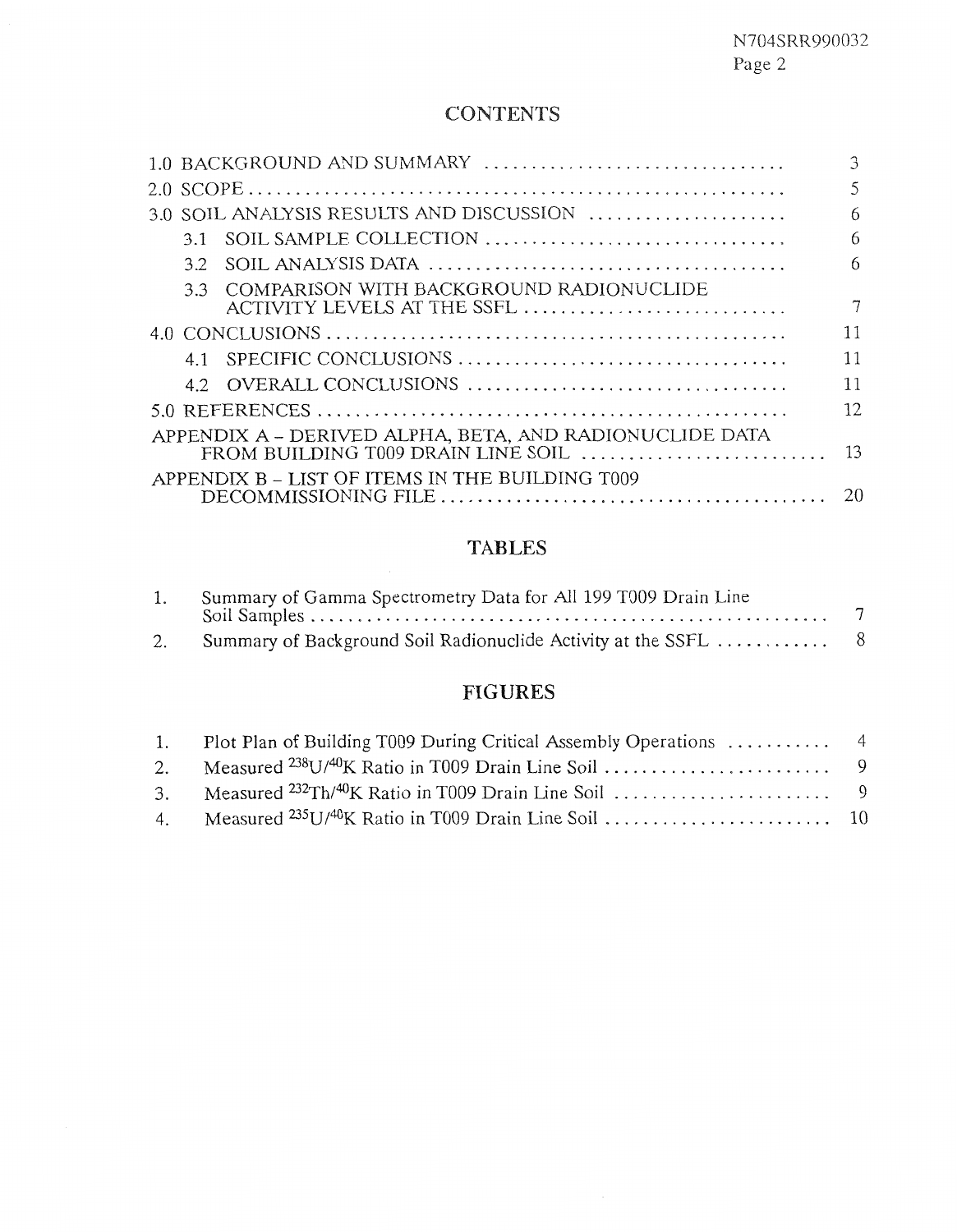# CONTENTS

| | |
|---|---|
| 1.0 BACKGROUND AND SUMMARY | 3 |
| 2.0 SCOPE | 5 |
| 3.0 SOIL ANALYSIS RESULTS AND DISCUSSION | 6 |
| 3.1 SOIL SAMPLE COLLECTION | 6 |
| 3.2 SOIL ANALYSIS DATA | 6 |
| 3.3 COMPARISON WITH BACKGROUND RADIONUCLIDE ACTIVITY LEVELS AT THE SSFL | 7 |
| 4.0 CONCLUSIONS | 11 |
| 4.1 SPECIFIC CONCLUSIONS | 11 |
| 4.2 OVERALL CONCLUSIONS | 11 |
| 5.0 REFERENCES | 12 |
| APPENDIX A – DERIVED ALPHA, BETA, AND RADIONUCLIDE DATA FROM BUILDING T009 DRAIN LINE SOIL | 13 |
| APPENDIX B – LIST OF ITEMS IN THE BUILDING T009 DECOMMISSIONING FILE | 20 |

# TABLES

| | | |
|---|---|---|
| 1. | Summary of Gamma Spectrometry Data for All 199 T009 Drain Line Soil Samples | 7 |
| 2. | Summary of Background Soil Radionuclide Activity at the SSFL | 8 |

# FIGURES

| | | |
|---|---|---|
| 1. | Plot Plan of Building T009 During Critical Assembly Operations | 4 |
| 2. | Measured $^{238}U/^{40}K$ Ratio in T009 Drain Line Soil | 9 |
| 3. | Measured $^{232}Th/^{40}K$ Ratio in T009 Drain Line Soil | 9 |
| 4. | Measured $^{235}U/^{40}K$ Ratio in T009 Drain Line Soil | 10 |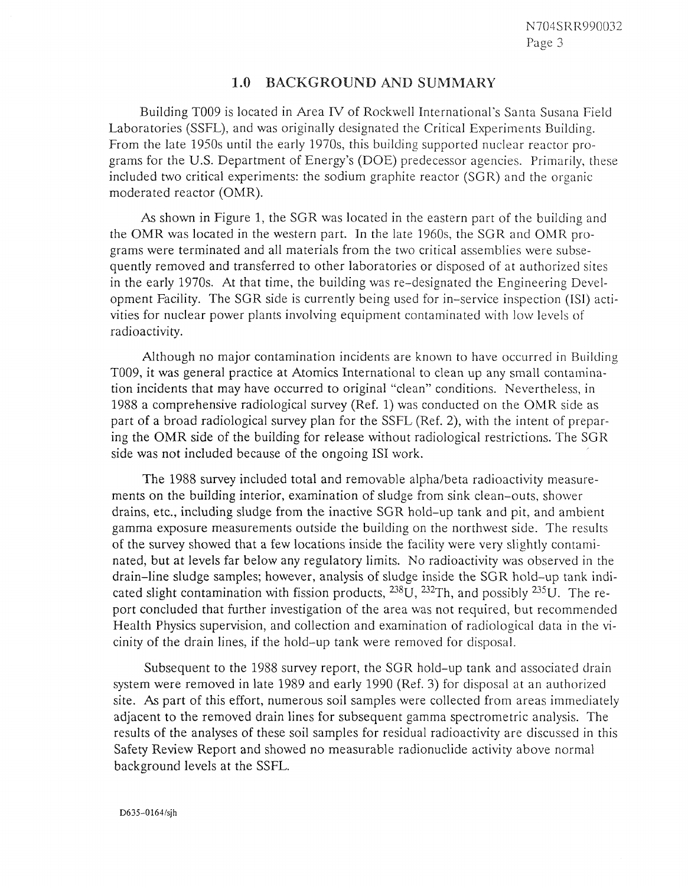## 1.0 BACKGROUND AND SUMMARY

Building T009 is located in Area IV of Rockwell International's Santa Susana Field Laboratories (SSFL), and was originally designated the Critical Experiments Building. From the late 1950s until the early 1970s, this building supported nuclear reactor programs for the U.S. Department of Energy's (DOE) predecessor agencies. Primarily, these included two critical experiments: the sodium graphite reactor (SGR) and the organic moderated reactor (OMR).

As shown in Figure 1, the SGR was located in the eastern part of the building and the OMR was located in the western part. In the late 1960s, the SGR and OMR programs were terminated and all materials from the two critical assemblies were subsequently removed and transferred to other laboratories or disposed of at authorized sites in the early 1970s. At that time, the building was re-designated the Engineering Development Facility. The SGR side is currently being used for in-service inspection (ISI) activities for nuclear power plants involving equipment contaminated with low levels of radioactivity.

Although no major contamination incidents are known to have occurred in Building T009, it was general practice at Atomics International to clean up any small contamination incidents that may have occurred to original "clean" conditions. Nevertheless, in 1988 a comprehensive radiological survey (Ref. 1) was conducted on the OMR side as part of a broad radiological survey plan for the SSFL (Ref. 2), with the intent of preparing the OMR side of the building for release without radiological restrictions. The SGR side was not included because of the ongoing ISI work.

The 1988 survey included total and removable alpha/beta radioactivity measurements on the building interior, examination of sludge from sink clean-outs, shower drains, etc., including sludge from the inactive SGR hold-up tank and pit, and ambient gamma exposure measurements outside the building on the northwest side. The results of the survey showed that a few locations inside the facility were very slightly contaminated, but at levels far below any regulatory limits. No radioactivity was observed in the drain-line sludge samples; however, analysis of sludge inside the SGR hold-up tank indicated slight contamination with fission products, $^{238}U$, $^{232}Th$, and possibly $^{235}U$. The report concluded that further investigation of the area was not required, but recommended Health Physics supervision, and collection and examination of radiological data in the vicinity of the drain lines, if the hold-up tank were removed for disposal.

Subsequent to the 1988 survey report, the SGR hold-up tank and associated drain system were removed in late 1989 and early 1990 (Ref. 3) for disposal at an authorized site. As part of this effort, numerous soil samples were collected from areas immediately adjacent to the removed drain lines for subsequent gamma spectrometric analysis. The results of the analyses of these soil samples for residual radioactivity are discussed in this Safety Review Report and showed no measurable radionuclide activity above normal background levels at the SSFL.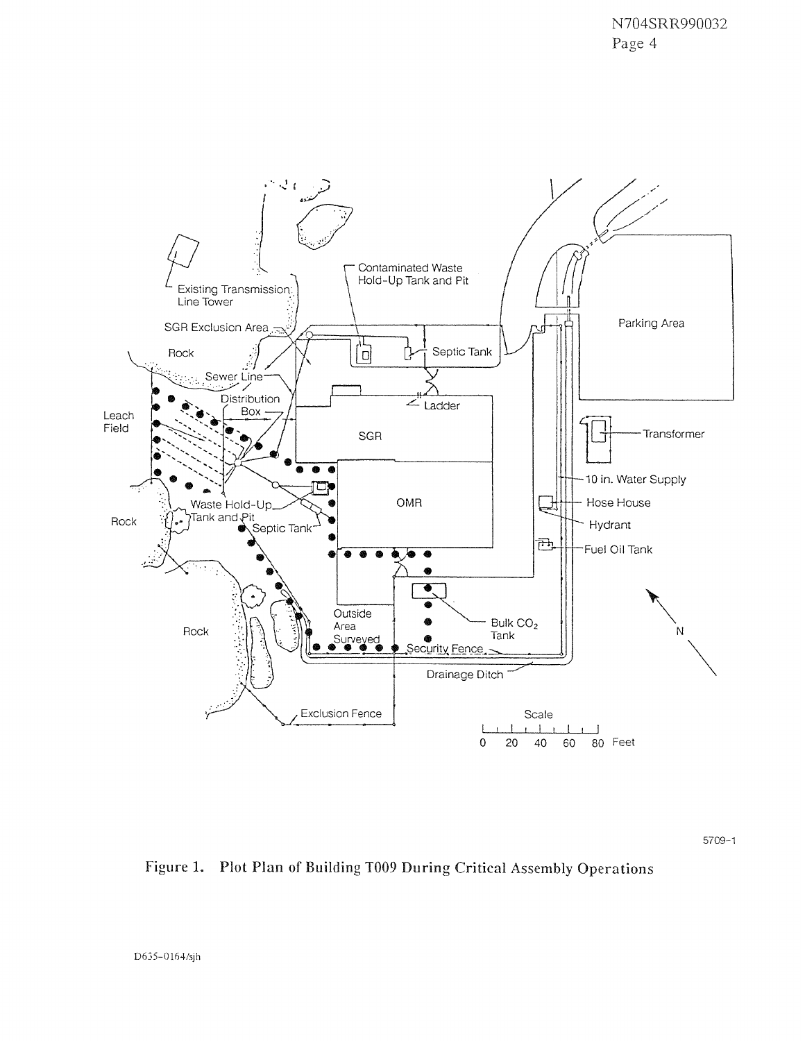Figure 1. Plot Plan of Building T009 During Critical Assembly Operations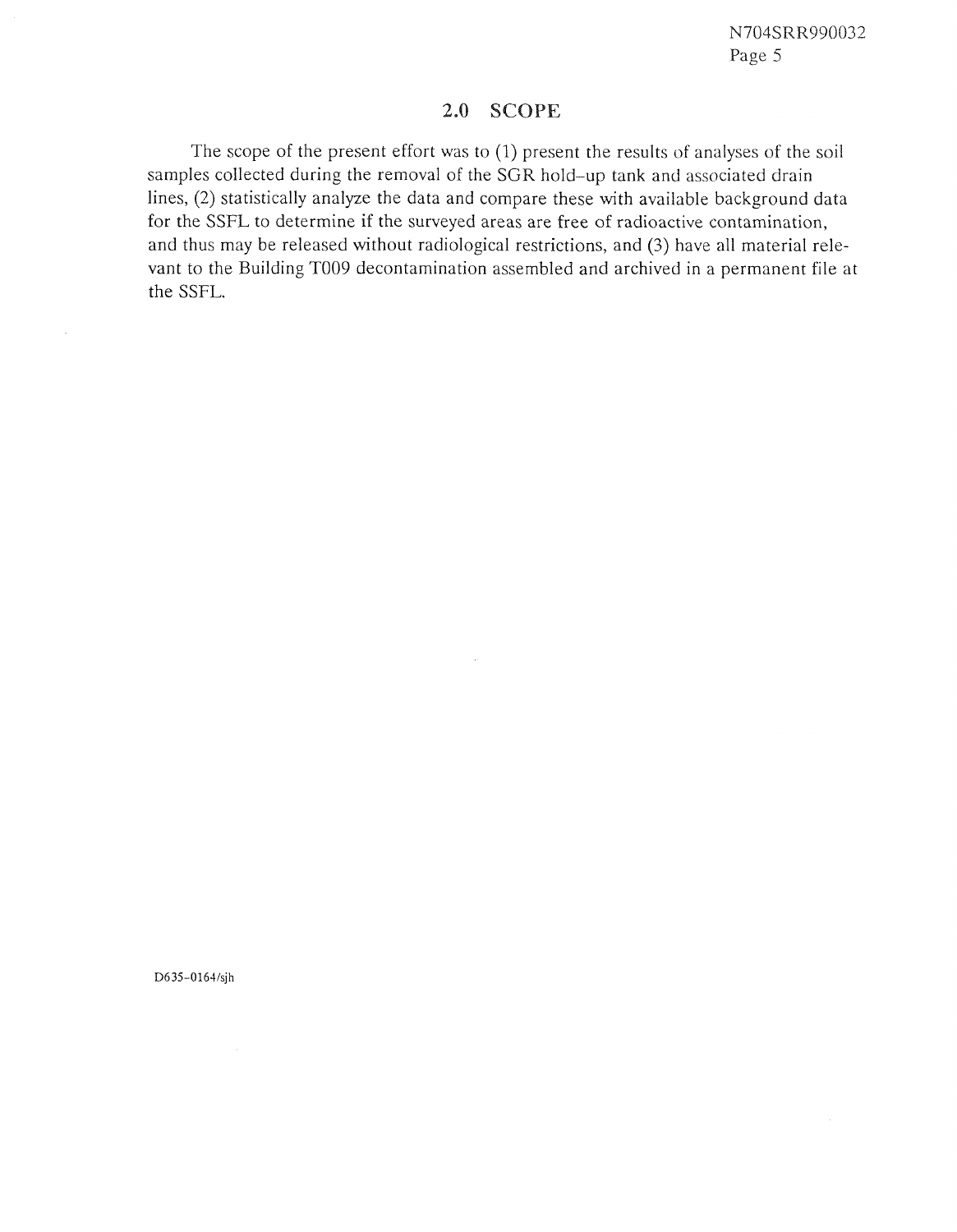## 2.0 SCOPE

The scope of the present effort was to (1) present the results of analyses of the soil samples collected during the removal of the SGR hold–up tank and associated drain lines, (2) statistically analyze the data and compare these with available background data for the SSFL to determine if the surveyed areas are free of radioactive contamination, and thus may be released without radiological restrictions, and (3) have all material relevant to the Building T009 decontamination assembled and archived in a permanent file at the SSFL.

D635-0164/sjh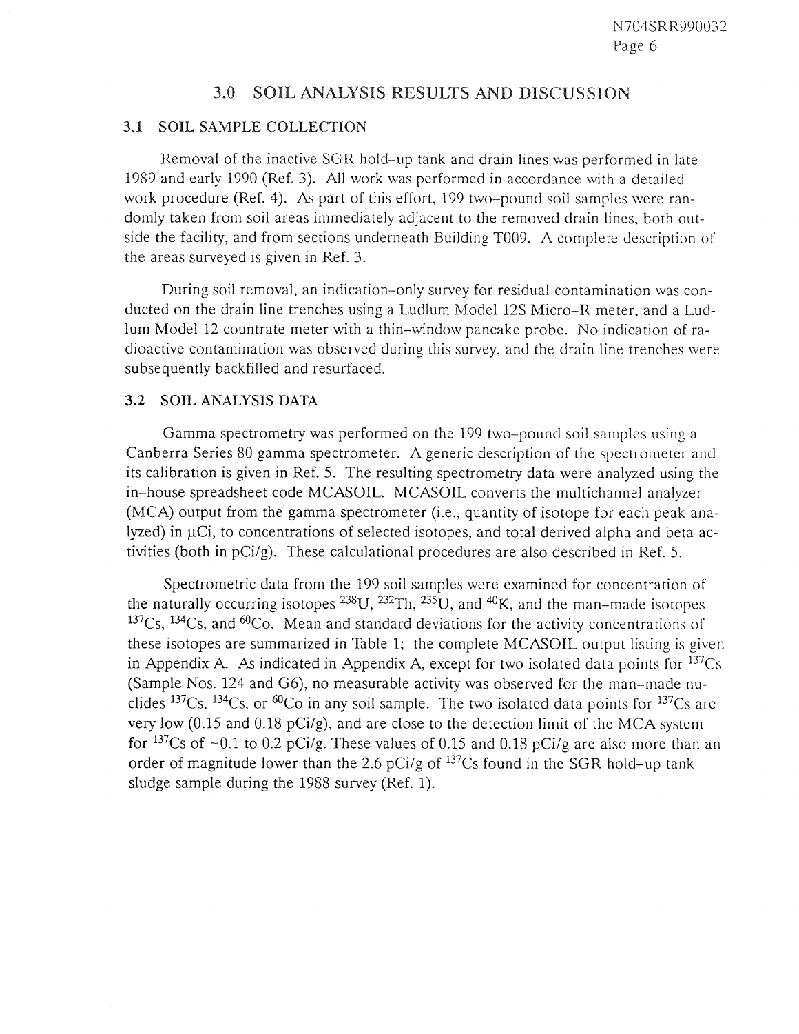# 3.0 SOIL ANALYSIS RESULTS AND DISCUSSION

## 3.1 SOIL SAMPLE COLLECTION

Removal of the inactive SGR hold-up tank and drain lines was performed in late 1989 and early 1990 (Ref. 3). All work was performed in accordance with a detailed work procedure (Ref. 4). As part of this effort, 199 two-pound soil samples were randomly taken from soil areas immediately adjacent to the removed drain lines, both outside the facility, and from sections underneath Building T009. A complete description of the areas surveyed is given in Ref. 3.

During soil removal, an indication-only survey for residual contamination was conducted on the drain line trenches using a Ludlum Model 12S Micro-R meter, and a Ludlum Model 12 countrate meter with a thin-window pancake probe. No indication of radioactive contamination was observed during this survey, and the drain line trenches were subsequently backfilled and resurfaced.

## 3.2 SOIL ANALYSIS DATA

Gamma spectrometry was performed on the 199 two-pound soil samples using a Canberra Series 80 gamma spectrometer. A generic description of the spectrometer and its calibration is given in Ref. 5. The resulting spectrometry data were analyzed using the in-house spreadsheet code MCASOIL. MCASOIL converts the multichannel analyzer (MCA) output from the gamma spectrometer (i.e., quantity of isotope for each peak analyzed) in $\mu$Ci, to concentrations of selected isotopes, and total derived alpha and beta activities (both in pCi/g). These calculational procedures are also described in Ref. 5.

Spectrometric data from the 199 soil samples were examined for concentration of the naturally occurring isotopes $^{238}U$, $^{232}Th$, $^{235}U$, and $^{40}K$, and the man-made isotopes $^{137}Cs$, $^{134}Cs$, and $^{60}Co$. Mean and standard deviations for the activity concentrations of these isotopes are summarized in Table 1; the complete MCASOIL output listing is given in Appendix A. As indicated in Appendix A, except for two isolated data points for $^{137}Cs$ (Sample Nos. 124 and G6), no measurable activity was observed for the man-made nuclides $^{137}Cs$, $^{134}Cs$, or $^{60}Co$ in any soil sample. The two isolated data points for $^{137}Cs$ are very low (0.15 and 0.18 pCi/g), and are close to the detection limit of the MCA system for $^{137}Cs$ of ~0.1 to 0.2 pCi/g. These values of 0.15 and 0.18 pCi/g are also more than an order of magnitude lower than the 2.6 pCi/g of $^{137}Cs$ found in the SGR hold-up tank sludge sample during the 1988 survey (Ref. 1).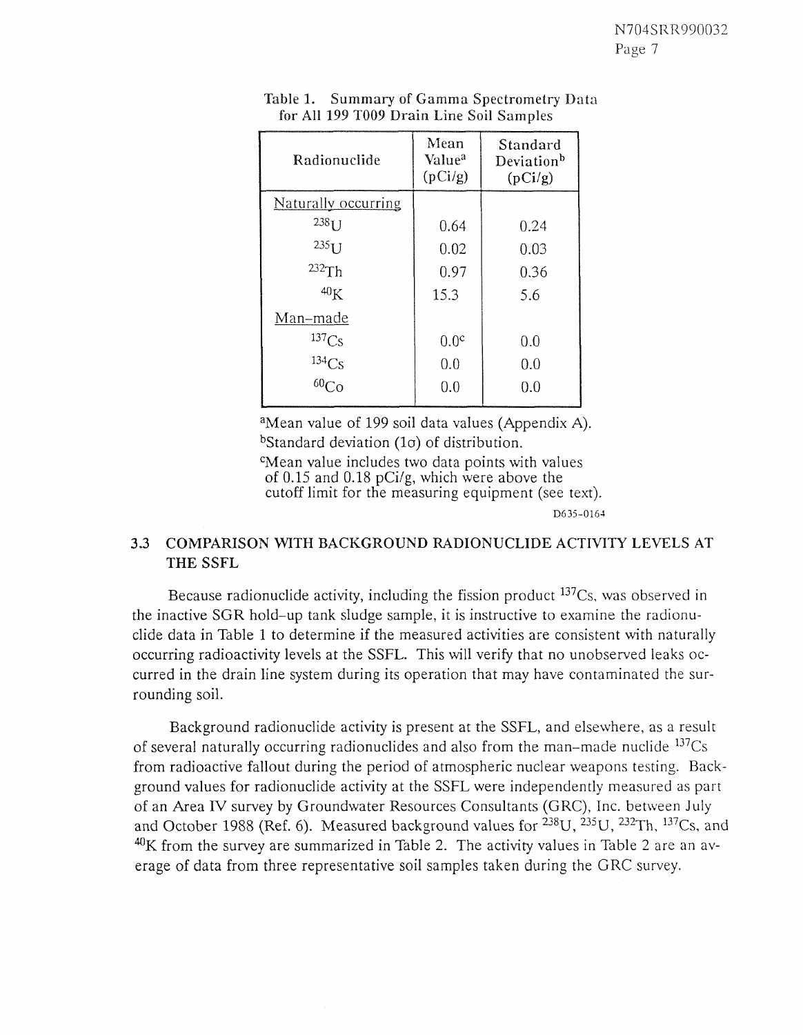Table 1. Summary of Gamma Spectrometry Data for All 199 T009 Drain Line Soil Samples

| Radionuclide | Mean Value[a] (pCi/g) | Standard Deviation[b] (pCi/g) |
|---|---|---|
| Naturally occurring | | |
| $^{238}U$ | 0.64 | 0.24 |
| $^{235}U$ | 0.02 | 0.03 |
| $^{232}Th$ | 0.97 | 0.36 |
| $^{40}K$ | 15.3 | 5.6 |
| Man-made | | |
| $^{137}Cs$ | 0.0[c] | 0.0 |
| $^{134}Cs$ | 0.0 | 0.0 |
| $^{60}Co$ | 0.0 | 0.0 |

[a]Mean value of 199 soil data values (Appendix A).
[b]Standard deviation (1σ) of distribution.
[c]Mean value includes two data points with values of 0.15 and 0.18 pCi/g, which were above the cutoff limit for the measuring equipment (see text).

D635-0164

### 3.3 COMPARISON WITH BACKGROUND RADIONUCLIDE ACTIVITY LEVELS AT THE SSFL

Because radionuclide activity, including the fission product $^{137}Cs$, was observed in the inactive SGR hold-up tank sludge sample, it is instructive to examine the radionuclide data in Table 1 to determine if the measured activities are consistent with naturally occurring radioactivity levels at the SSFL. This will verify that no unobserved leaks occurred in the drain line system during its operation that may have contaminated the surrounding soil.

Background radionuclide activity is present at the SSFL, and elsewhere, as a result of several naturally occurring radionuclides and also from the man-made nuclide $^{137}Cs$ from radioactive fallout during the period of atmospheric nuclear weapons testing. Background values for radionuclide activity at the SSFL were independently measured as part of an Area IV survey by Groundwater Resources Consultants (GRC), Inc. between July and October 1988 (Ref. 6). Measured background values for $^{238}U$, $^{235}U$, $^{232}Th$, $^{137}Cs$, and $^{40}K$ from the survey are summarized in Table 2. The activity values in Table 2 are an average of data from three representative soil samples taken during the GRC survey.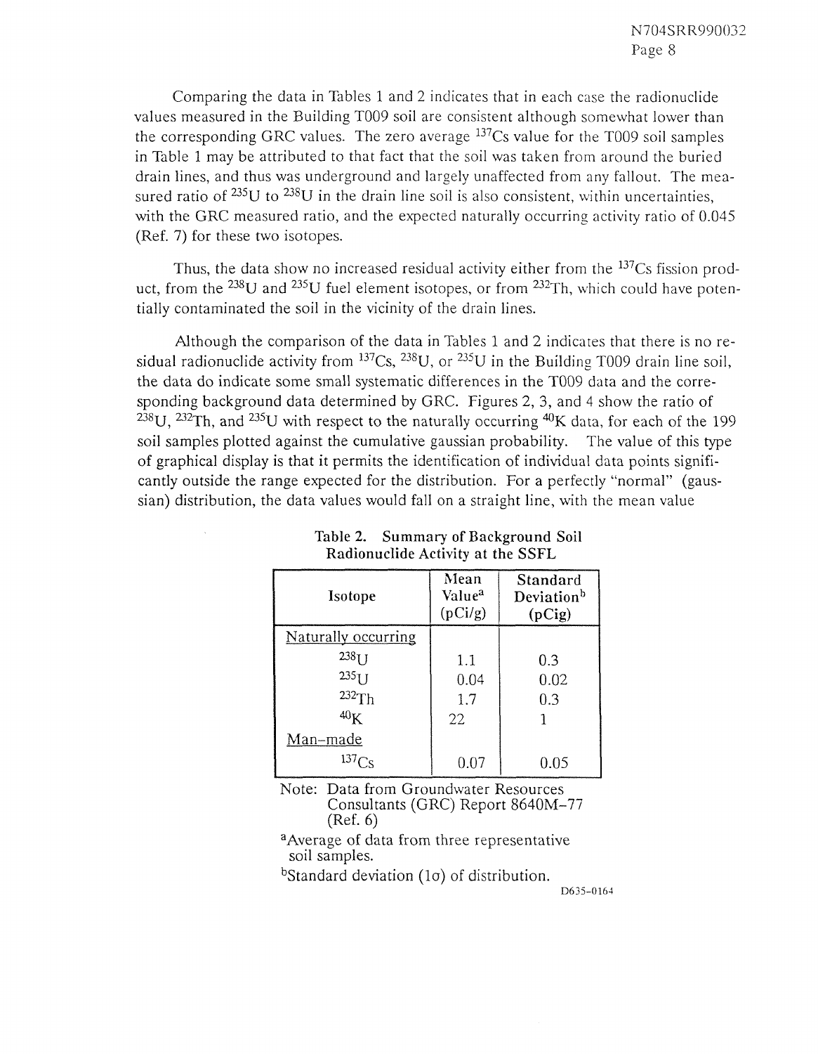Comparing the data in Tables 1 and 2 indicates that in each case the radionuclide values measured in the Building T009 soil are consistent although somewhat lower than the corresponding GRC values. The zero average $^{137}$Cs value for the T009 soil samples in Table 1 may be attributed to that fact that the soil was taken from around the buried drain lines, and thus was underground and largely unaffected from any fallout. The measured ratio of $^{235}$U to $^{238}$U in the drain line soil is also consistent, within uncertainties, with the GRC measured ratio, and the expected naturally occurring activity ratio of 0.045 (Ref. 7) for these two isotopes.

Thus, the data show no increased residual activity either from the $^{137}$Cs fission product, from the $^{238}$U and $^{235}$U fuel element isotopes, or from $^{232}$Th, which could have potentially contaminated the soil in the vicinity of the drain lines.

Although the comparison of the data in Tables 1 and 2 indicates that there is no residual radionuclide activity from $^{137}$Cs, $^{238}$U, or $^{235}$U in the Building T009 drain line soil, the data do indicate some small systematic differences in the T009 data and the corresponding background data determined by GRC. Figures 2, 3, and 4 show the ratio of $^{238}$U, $^{232}$Th, and $^{235}$U with respect to the naturally occurring $^{40}$K data, for each of the 199 soil samples plotted against the cumulative gaussian probability. The value of this type of graphical display is that it permits the identification of individual data points significantly outside the range expected for the distribution. For a perfectly "normal" (gaussian) distribution, the data values would fall on a straight line, with the mean value

**Table 2. Summary of Background Soil Radionuclide Activity at the SSFL**

| Isotope | Mean Value[a] (pCi/g) | Standard Deviation[b] (pCig) |
|---|---|---|
| Naturally occurring | | |
| $^{238}$U | 1.1 | 0.3 |
| $^{235}$U | 0.04 | 0.02 |
| $^{232}$Th | 1.7 | 0.3 |
| $^{40}$K | 22 | 1 |
| Man-made | | |
| $^{137}$Cs | 0.07 | 0.05 |

Note: Data from Groundwater Resources Consultants (GRC) Report 8640M-77 (Ref. 6)

[a]Average of data from three representative soil samples.

[b]Standard deviation ($1\sigma$) of distribution.

D635-0164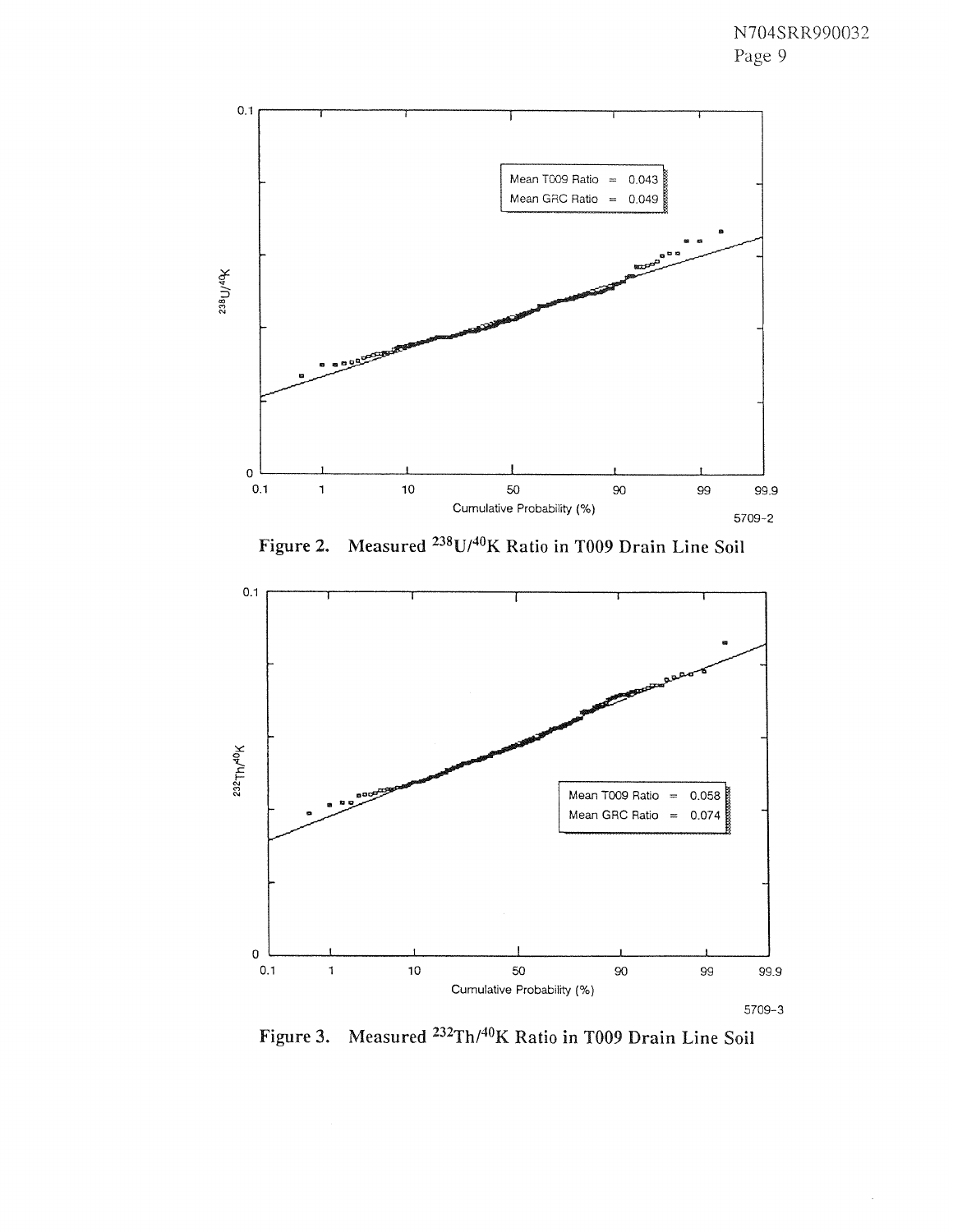Mean T009 Ratio = 0.043
Mean GRC Ratio = 0.049

5709-2

Figure 2. Measured $^{238}U/^{40}K$ Ratio in T009 Drain Line Soil

Mean T009 Ratio = 0.058
Mean GRC Ratio = 0.074

5709-3

Figure 3. Measured $^{232}Th/^{40}K$ Ratio in T009 Drain Line Soil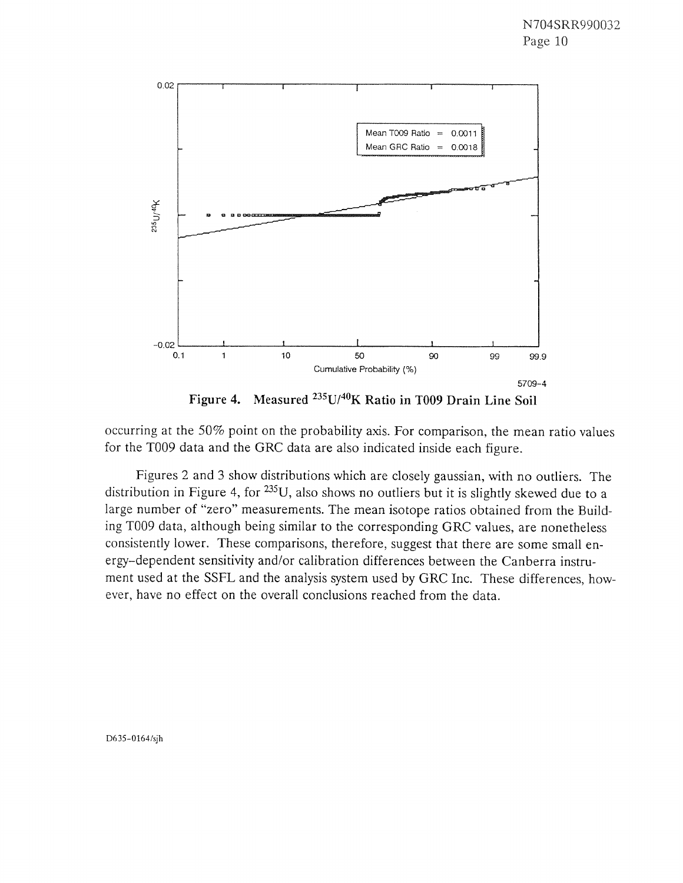**Figure 4. Measured $^{235}U/^{40}K$ Ratio in T009 Drain Line Soil**

occurring at the 50% point on the probability axis. For comparison, the mean ratio values for the T009 data and the GRC data are also indicated inside each figure.

Figures 2 and 3 show distributions which are closely gaussian, with no outliers. The distribution in Figure 4, for $^{235}U$, also shows no outliers but it is slightly skewed due to a large number of "zero" measurements. The mean isotope ratios obtained from the Building T009 data, although being similar to the corresponding GRC values, are nonetheless consistently lower. These comparisons, therefore, suggest that there are some small energy-dependent sensitivity and/or calibration differences between the Canberra instrument used at the SSFL and the analysis system used by GRC Inc. These differences, however, have no effect on the overall conclusions reached from the data.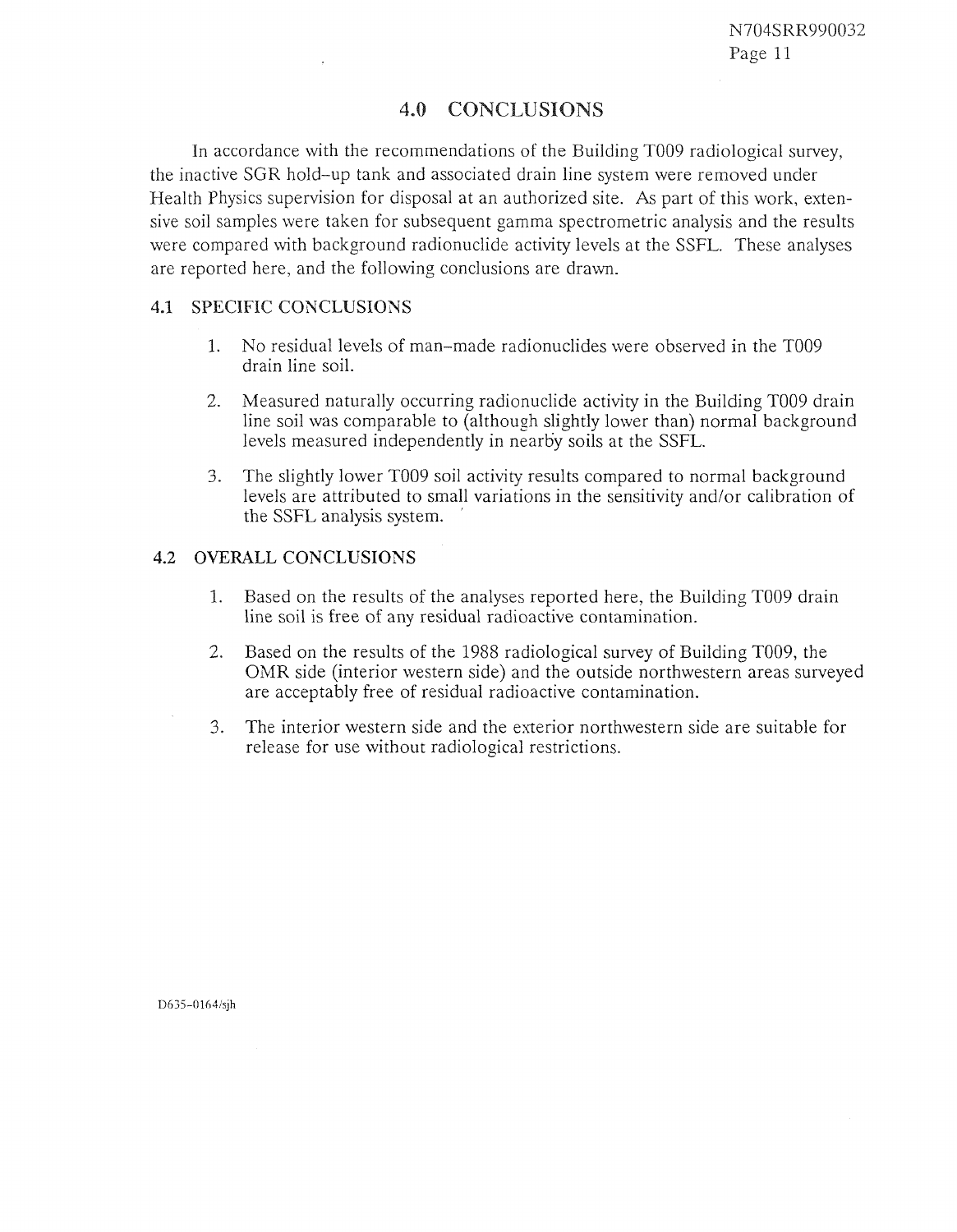## 4.0 CONCLUSIONS

In accordance with the recommendations of the Building T009 radiological survey, the inactive SGR hold-up tank and associated drain line system were removed under Health Physics supervision for disposal at an authorized site. As part of this work, extensive soil samples were taken for subsequent gamma spectrometric analysis and the results were compared with background radionuclide activity levels at the SSFL. These analyses are reported here, and the following conclusions are drawn.

### 4.1 SPECIFIC CONCLUSIONS

1. No residual levels of man-made radionuclides were observed in the T009 drain line soil.

2. Measured naturally occurring radionuclide activity in the Building T009 drain line soil was comparable to (although slightly lower than) normal background levels measured independently in nearby soils at the SSFL.

3. The slightly lower T009 soil activity results compared to normal background levels are attributed to small variations in the sensitivity and/or calibration of the SSFL analysis system.

### 4.2 OVERALL CONCLUSIONS

1. Based on the results of the analyses reported here, the Building T009 drain line soil is free of any residual radioactive contamination.

2. Based on the results of the 1988 radiological survey of Building T009, the OMR side (interior western side) and the outside northwestern areas surveyed are acceptably free of residual radioactive contamination.

3. The interior western side and the exterior northwestern side are suitable for release for use without radiological restrictions.

D635-0164/sjh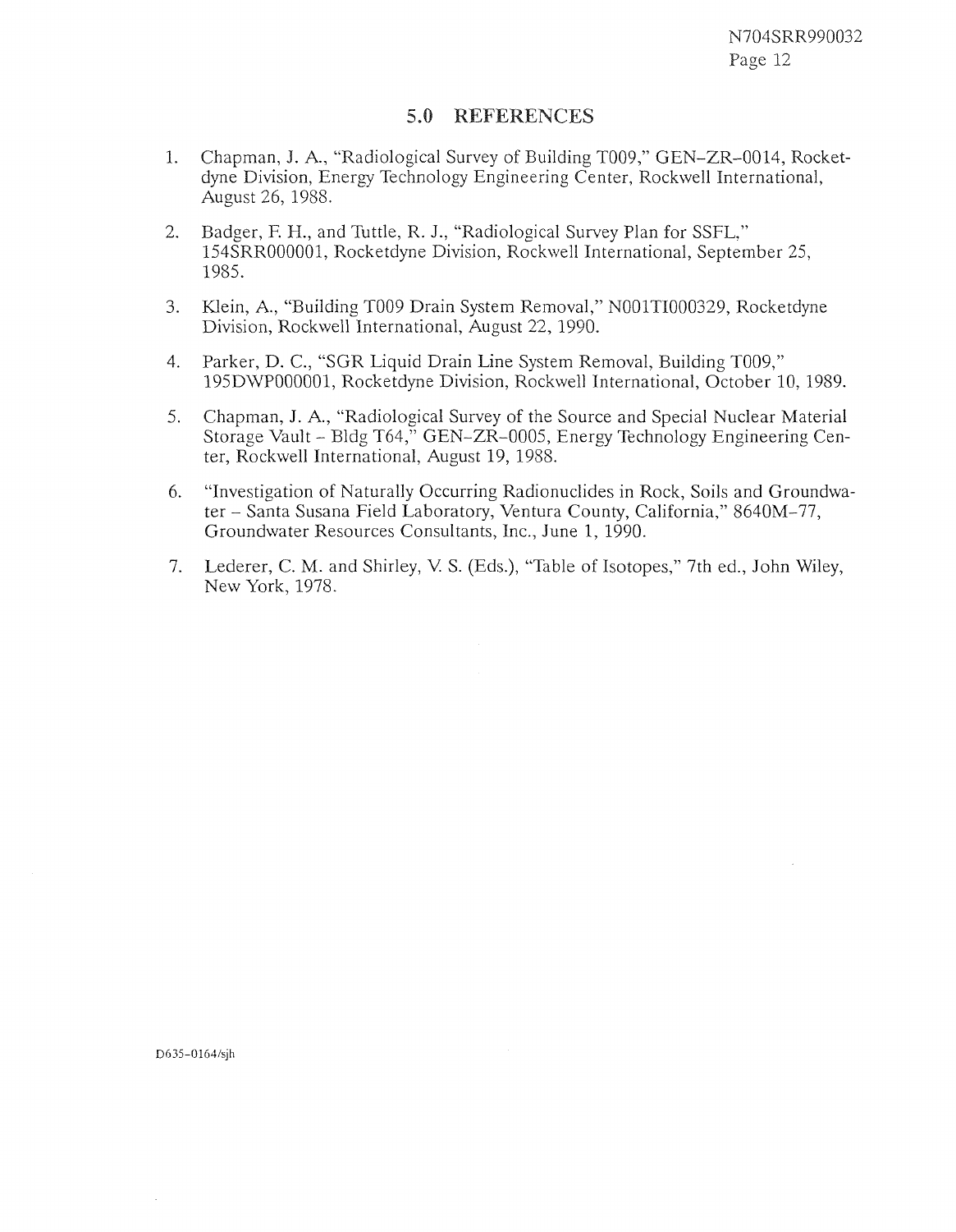## 5.0 REFERENCES

1. Chapman, J. A., "Radiological Survey of Building T009," GEN–ZR–0014, Rocketdyne Division, Energy Technology Engineering Center, Rockwell International, August 26, 1988.
2. Badger, F. H., and Tuttle, R. J., "Radiological Survey Plan for SSFL," 154SRR000001, Rocketdyne Division, Rockwell International, September 25, 1985.
3. Klein, A., "Building T009 Drain System Removal," N001TI000329, Rocketdyne Division, Rockwell International, August 22, 1990.
4. Parker, D. C., "SGR Liquid Drain Line System Removal, Building T009," 195DWP000001, Rocketdyne Division, Rockwell International, October 10, 1989.
5. Chapman, J. A., "Radiological Survey of the Source and Special Nuclear Material Storage Vault – Bldg T64," GEN–ZR–0005, Energy Technology Engineering Center, Rockwell International, August 19, 1988.
6. "Investigation of Naturally Occurring Radionuclides in Rock, Soils and Groundwater – Santa Susana Field Laboratory, Ventura County, California," 8640M–77, Groundwater Resources Consultants, Inc., June 1, 1990.
7. Lederer, C. M. and Shirley, V. S. (Eds.), "Table of Isotopes," 7th ed., John Wiley, New York, 1978.

D635–0164/sjh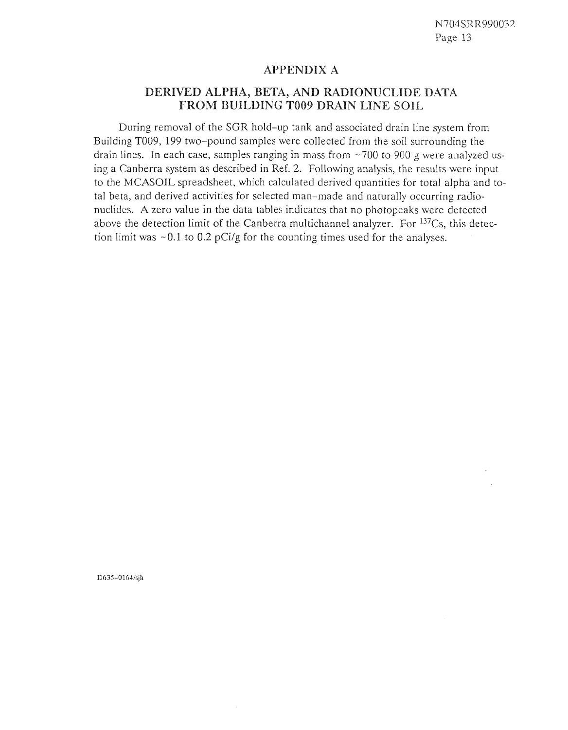## APPENDIX A

## DERIVED ALPHA, BETA, AND RADIONUCLIDE DATA FROM BUILDING T009 DRAIN LINE SOIL

During removal of the SGR hold-up tank and associated drain line system from Building T009, 199 two-pound samples were collected from the soil surrounding the drain lines. In each case, samples ranging in mass from ~700 to 900 g were analyzed using a Canberra system as described in Ref. 2. Following analysis, the results were input to the MCASOIL spreadsheet, which calculated derived quantities for total alpha and total beta, and derived activities for selected man-made and naturally occurring radionuclides. A zero value in the data tables indicates that no photopeaks were detected above the detection limit of the Canberra multichannel analyzer. For $^{137}Cs$, this detection limit was ~0.1 to 0.2 pCi/g for the counting times used for the analyses.

D635-0164/sjh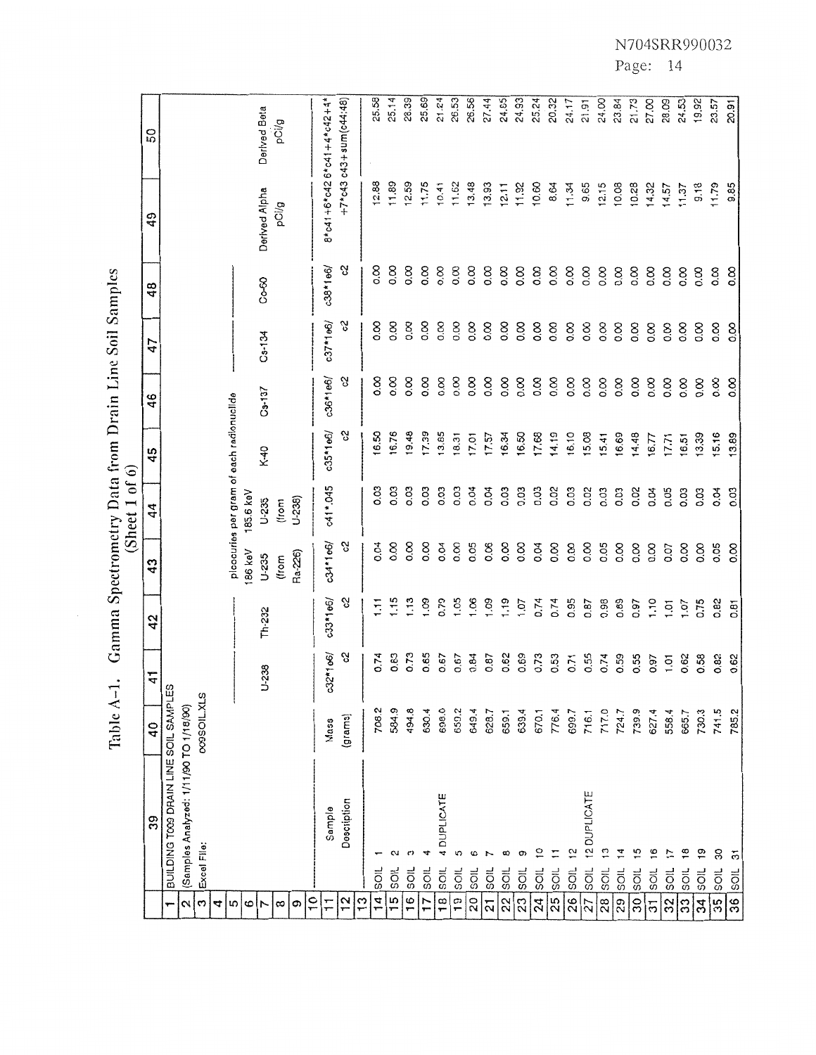# Table A-1. Gamma Spectrometry Data from Drain Line Soil Samples (Sheet 1 of 6)

| | 39 | 40 | 41 | 42 | 43 | 44 | 45 | 46 | 47 | 48 | 49 | 50 |
|---|---|---|---|---|---|---|---|---|---|---|---|---|
| 1 | BUILDING T009 DRAIN LINE SOIL SAMPLES | | | | | | | | | | | |
| 2 | (Samples Analyzed: 1/11/90 TO 1/18/90) | | | | | | | | | | | |
| 3 | Excel File: | 009SOIL.XLS | | | | | | | | | | |
| 4 | | | | | | | | | | | | |
| 5 | | | | | picocuries per gram of each radionuclide | | | | | | | |
| 6 | | | | | 186 keV | 185.6 keV | | | | | | |
| 7 | | | U-238 | Th-232 | U-235 | U-235 | K-40 | Cs-137 | Cs-134 | Co-60 | Derived Alpha | Derived Beta |
| 8 | | | | | (from | (from | | | | | pCi/g | pCi/g |
| 9 | | | | | Ra-226) | U-238) | | | | | | |
| 10 | | | | | | | | | | | | |
| 11 | Sample | Mass | c32*1e6/ | c33*1e6/ | c34*1e6/ | c41*.045 | c35*1e6/ | c36*1e6/ | c37*1e6/ | c38*1e6/ | 8*c41+6*c42 | 6*c41+4*c42+4* |
| 12 | Description | (grams) | c2 | c2 | c2 | | c2 | c2 | c2 | c2 | +7*c43 | c43+sum(c44:48) |
| 13 | | | | | | | | | | | | |
| 14 | SOIL 1 | 708.2 | 0.74 | 1.11 | 0.04 | 0.03 | 16.50 | 0.00 | 0.00 | 0.00 | 12.88 | 25.58 |
| 15 | SOIL 2 | 584.9 | 0.63 | 1.15 | 0.00 | 0.03 | 16.76 | 0.00 | 0.00 | 0.00 | 11.89 | 25.14 |
| 16 | SOIL 3 | 494.8 | 0.73 | 1.13 | 0.00 | 0.03 | 19.48 | 0.00 | 0.00 | 0.00 | 12.59 | 28.39 |
| 17 | SOIL 4 | 630.4 | 0.65 | 1.09 | 0.00 | 0.03 | 17.39 | 0.00 | 0.00 | 0.00 | 11.75 | 25.69 |
| 18 | SOIL 4 DUPLICATE | 698.0 | 0.67 | 0.79 | 0.04 | 0.03 | 13.85 | 0.00 | 0.00 | 0.00 | 10.41 | 21.24 |
| 19 | SOIL 5 | 650.2 | 0.67 | 1.05 | 0.00 | 0.03 | 18.31 | 0.00 | 0.00 | 0.00 | 11.62 | 26.53 |
| 20 | SOIL 6 | 649.4 | 0.84 | 1.06 | 0.05 | 0.04 | 17.01 | 0.00 | 0.00 | 0.00 | 13.48 | 26.56 |
| 21 | SOIL 7 | 628.7 | 0.87 | 1.09 | 0.06 | 0.04 | 17.57 | 0.00 | 0.00 | 0.00 | 13.93 | 27.44 |
| 22 | SOIL 8 | 659.1 | 0.62 | 1.19 | 0.00 | 0.03 | 16.34 | 0.00 | 0.00 | 0.00 | 12.11 | 24.85 |
| 23 | SOIL 9 | 639.4 | 0.69 | 1.07 | 0.00 | 0.03 | 16.50 | 0.00 | 0.00 | 0.00 | 11.92 | 24.93 |
| 24 | SOIL 10 | 670.1 | 0.73 | 0.74 | 0.04 | 0.03 | 17.68 | 0.00 | 0.00 | 0.00 | 10.60 | 25.24 |
| 25 | SOIL 11 | 776.4 | 0.53 | 0.74 | 0.00 | 0.02 | 14.19 | 0.00 | 0.00 | 0.00 | 8.64 | 20.32 |
| 26 | SOIL 12 | 699.7 | 0.71 | 0.95 | 0.00 | 0.03 | 16.10 | 0.00 | 0.00 | 0.00 | 11.34 | 24.17 |
| 27 | SOIL 12 DUPLICATE | 716.1 | 0.55 | 0.87 | 0.00 | 0.02 | 15.08 | 0.00 | 0.00 | 0.00 | 9.65 | 21.91 |
| 28 | SOIL 13 | 717.0 | 0.74 | 0.98 | 0.05 | 0.03 | 15.41 | 0.00 | 0.00 | 0.00 | 12.15 | 24.00 |
| 29 | SOIL 14 | 724.7 | 0.59 | 0.89 | 0.00 | 0.03 | 16.69 | 0.00 | 0.00 | 0.00 | 10.08 | 23.84 |
| 30 | SOIL 15 | 739.9 | 0.55 | 0.97 | 0.00 | 0.02 | 14.48 | 0.00 | 0.00 | 0.00 | 10.28 | 21.73 |
| 31 | SOIL 16 | 627.4 | 0.97 | 1.10 | 0.00 | 0.04 | 16.77 | 0.00 | 0.00 | 0.00 | 14.32 | 27.00 |
| 32 | SOIL 17 | 558.4 | 1.01 | 1.01 | 0.07 | 0.05 | 17.71 | 0.00 | 0.00 | 0.00 | 14.57 | 28.09 |
| 33 | SOIL 18 | 665.7 | 0.62 | 1.07 | 0.00 | 0.03 | 16.51 | 0.00 | 0.00 | 0.00 | 11.37 | 24.53 |
| 34 | SOIL 19 | 730.3 | 0.58 | 0.75 | 0.00 | 0.03 | 13.39 | 0.00 | 0.00 | 0.00 | 9.18 | 19.92 |
| 35 | SOIL 30 | 741.5 | 0.82 | 0.82 | 0.05 | 0.04 | 15.16 | 0.00 | 0.00 | 0.00 | 11.79 | 23.57 |
| 36 | SOIL 31 | 785.2 | 0.62 | 0.81 | 0.00 | 0.03 | 13.89 | 0.00 | 0.00 | 0.00 | 9.85 | 20.91 |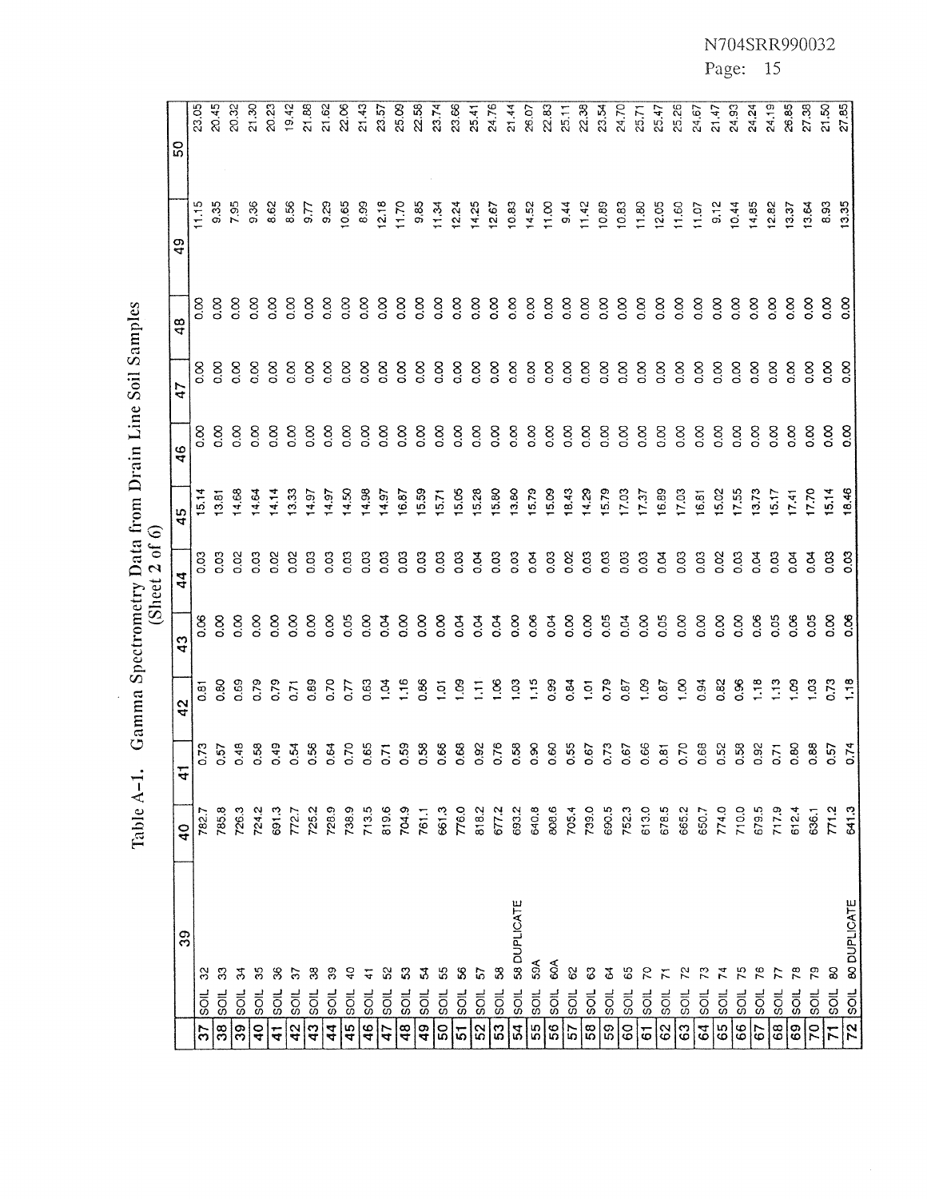# Table A-1. Gamma Spectrometry Data from Drain Line Soil Samples (Sheet 2 of 6)

| | 39 | 40 | 41 | 42 | 43 | 44 | 45 | 46 | 47 | 48 | 49 | 50 |
|---|---|---|---|---|---|---|---|---|---|---|---|---|
| 37 | SOIL 32 | 782.7 | 0.73 | 0.81 | 0.06 | 0.03 | 15.14 | 0.00 | 0.00 | 0.00 | 11.15 | 23.05 |
| 38 | SOIL 33 | 785.8 | 0.57 | 0.80 | 0.00 | 0.03 | 13.81 | 0.00 | 0.00 | 0.00 | 9.35 | 20.45 |
| 39 | SOIL 34 | 726.3 | 0.48 | 0.69 | 0.00 | 0.02 | 14.68 | 0.00 | 0.00 | 0.00 | 7.95 | 20.32 |
| 40 | SOIL 35 | 724.2 | 0.58 | 0.79 | 0.00 | 0.03 | 14.64 | 0.00 | 0.00 | 0.00 | 9.36 | 21.30 |
| 41 | SOIL 36 | 691.3 | 0.49 | 0.79 | 0.00 | 0.02 | 14.14 | 0.00 | 0.00 | 0.00 | 8.62 | 20.23 |
| 42 | SOIL 37 | 772.7 | 0.54 | 0.71 | 0.00 | 0.02 | 13.33 | 0.00 | 0.00 | 0.00 | 8.56 | 19.42 |
| 43 | SOIL 38 | 725.2 | 0.56 | 0.89 | 0.00 | 0.03 | 14.97 | 0.00 | 0.00 | 0.00 | 9.77 | 21.88 |
| 44 | SOIL 39 | 728.9 | 0.64 | 0.70 | 0.00 | 0.03 | 14.97 | 0.00 | 0.00 | 0.00 | 9.29 | 21.62 |
| 45 | SOIL 40 | 738.9 | 0.70 | 0.77 | 0.05 | 0.03 | 14.50 | 0.00 | 0.00 | 0.00 | 10.65 | 22.06 |
| 46 | SOIL 41 | 713.5 | 0.65 | 0.63 | 0.00 | 0.03 | 14.98 | 0.00 | 0.00 | 0.00 | 8.99 | 21.43 |
| 47 | SOIL 52 | 819.6 | 0.71 | 1.04 | 0.04 | 0.03 | 14.97 | 0.00 | 0.00 | 0.00 | 12.18 | 23.57 |
| 48 | SOIL 53 | 704.9 | 0.59 | 1.16 | 0.00 | 0.03 | 16.87 | 0.00 | 0.00 | 0.00 | 11.70 | 25.09 |
| 49 | SOIL 54 | 761.1 | 0.58 | 0.86 | 0.00 | 0.03 | 15.59 | 0.00 | 0.00 | 0.00 | 9.85 | 22.58 |
| 50 | SOIL 55 | 661.3 | 0.66 | 1.01 | 0.00 | 0.03 | 15.71 | 0.00 | 0.00 | 0.00 | 11.34 | 23.74 |
| 51 | SOIL 56 | 776.0 | 0.68 | 1.09 | 0.04 | 0.03 | 15.05 | 0.00 | 0.00 | 0.00 | 12.24 | 23.66 |
| 52 | SOIL 57 | 818.2 | 0.92 | 1.11 | 0.04 | 0.04 | 15.28 | 0.00 | 0.00 | 0.00 | 14.25 | 25.41 |
| 53 | SOIL 58 | 677.2 | 0.76 | 1.06 | 0.04 | 0.03 | 15.80 | 0.00 | 0.00 | 0.00 | 12.67 | 24.76 |
| 54 | SOIL 58 DUPLICATE | 693.2 | 0.58 | 1.03 | 0.00 | 0.03 | 13.80 | 0.00 | 0.00 | 0.00 | 10.83 | 21.44 |
| 55 | SOIL 59A | 640.8 | 0.90 | 1.15 | 0.06 | 0.04 | 15.79 | 0.00 | 0.00 | 0.00 | 14.52 | 26.07 |
| 56 | SOIL 60A | 808.6 | 0.60 | 0.99 | 0.04 | 0.03 | 15.09 | 0.00 | 0.00 | 0.00 | 11.00 | 22.83 |
| 57 | SOIL 62 | 705.4 | 0.55 | 0.84 | 0.00 | 0.02 | 18.43 | 0.00 | 0.00 | 0.00 | 9.44 | 25.11 |
| 58 | SOIL 63 | 739.0 | 0.67 | 1.01 | 0.00 | 0.03 | 14.29 | 0.00 | 0.00 | 0.00 | 11.42 | 22.38 |
| 59 | SOIL 64 | 690.5 | 0.73 | 0.79 | 0.05 | 0.03 | 15.79 | 0.00 | 0.00 | 0.00 | 10.89 | 23.54 |
| 60 | SOIL 65 | 752.3 | 0.67 | 0.87 | 0.04 | 0.03 | 17.03 | 0.00 | 0.00 | 0.00 | 10.83 | 24.70 |
| 61 | SOIL 70 | 613.0 | 0.66 | 1.09 | 0.00 | 0.03 | 17.37 | 0.00 | 0.00 | 0.00 | 11.80 | 25.71 |
| 62 | SOIL 71 | 678.5 | 0.81 | 0.87 | 0.05 | 0.04 | 16.89 | 0.00 | 0.00 | 0.00 | 12.05 | 25.47 |
| 63 | SOIL 72 | 665.2 | 0.70 | 1.00 | 0.00 | 0.03 | 17.03 | 0.00 | 0.00 | 0.00 | 11.60 | 25.26 |
| 64 | SOIL 73 | 650.7 | 0.68 | 0.94 | 0.00 | 0.03 | 16.81 | 0.00 | 0.00 | 0.00 | 11.07 | 24.67 |
| 65 | SOIL 74 | 774.0 | 0.52 | 0.82 | 0.00 | 0.02 | 15.02 | 0.00 | 0.00 | 0.00 | 9.12 | 21.47 |
| 66 | SOIL 75 | 710.0 | 0.58 | 0.96 | 0.00 | 0.03 | 17.55 | 0.00 | 0.00 | 0.00 | 10.44 | 24.93 |
| 67 | SOIL 76 | 679.5 | 0.92 | 1.18 | 0.06 | 0.04 | 13.73 | 0.00 | 0.00 | 0.00 | 14.85 | 24.24 |
| 68 | SOIL 77 | 717.9 | 0.71 | 1.13 | 0.05 | 0.03 | 15.17 | 0.00 | 0.00 | 0.00 | 12.82 | 24.19 |
| 69 | SOIL 78 | 612.4 | 0.80 | 1.09 | 0.06 | 0.04 | 17.41 | 0.00 | 0.00 | 0.00 | 13.37 | 26.85 |
| 70 | SOIL 79 | 636.1 | 0.88 | 1.03 | 0.05 | 0.04 | 17.70 | 0.00 | 0.00 | 0.00 | 13.64 | 27.38 |
| 71 | SOIL 80 | 771.2 | 0.57 | 0.73 | 0.00 | 0.03 | 15.14 | 0.00 | 0.00 | 0.00 | 8.93 | 21.50 |
| 72 | SOIL 80 DUPLICATE | 641.3 | 0.74 | 1.18 | 0.06 | 0.03 | 18.46 | 0.00 | 0.00 | 0.00 | 13.35 | 27.85 |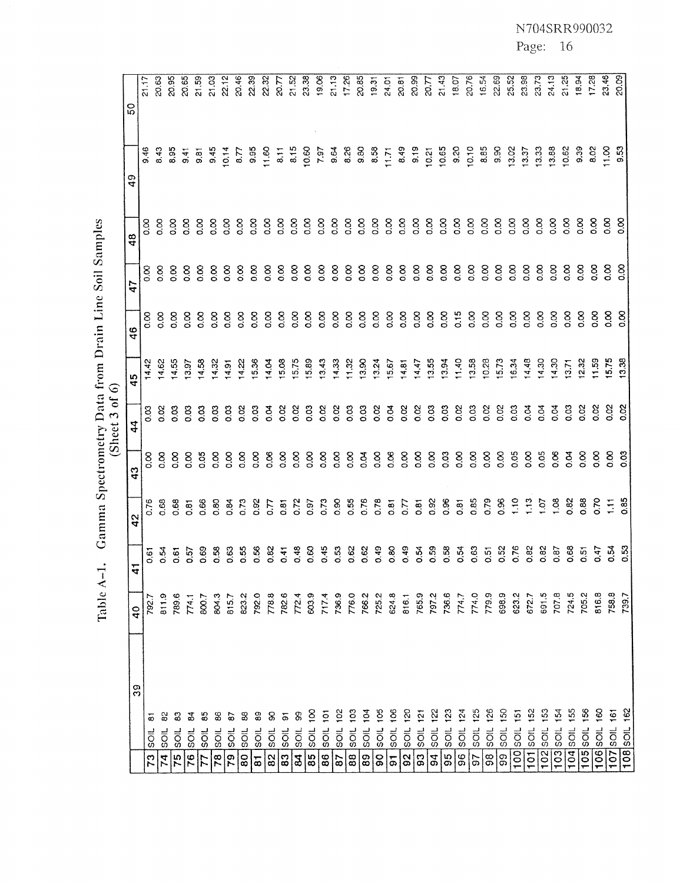# Table A-1. Gamma Spectrometry Data from Drain Line Soil Samples

(Sheet 3 of 6)

| | | 39 | 40 | 41 | 42 | 43 | 44 | 45 | 46 | 47 | 48 | 49 | 50 |
|---|---|---|---|---|---|---|---|---|---|---|---|---|---|
| 73 | SOIL 81 | | 792.7 | 0.61 | 0.76 | 0.00 | 0.03 | 14.42 | 0.00 | 0.00 | 0.00 | 9.46 | 21.17 |
| 74 | SOIL 82 | | 811.9 | 0.54 | 0.68 | 0.00 | 0.02 | 14.62 | 0.00 | 0.00 | 0.00 | 8.43 | 20.63 |
| 75 | SOIL 83 | | 789.6 | 0.61 | 0.68 | 0.00 | 0.03 | 14.55 | 0.00 | 0.00 | 0.00 | 8.95 | 20.95 |
| 76 | SOIL 84 | | 774.1 | 0.57 | 0.81 | 0.00 | 0.03 | 13.97 | 0.00 | 0.00 | 0.00 | 9.41 | 20.65 |
| 77 | SOIL 85 | | 800.7 | 0.69 | 0.66 | 0.05 | 0.03 | 14.58 | 0.00 | 0.00 | 0.00 | 9.81 | 21.59 |
| 78 | SOIL 86 | | 804.3 | 0.58 | 0.80 | 0.00 | 0.03 | 14.32 | 0.00 | 0.00 | 0.00 | 9.45 | 21.03 |
| 79 | SOIL 87 | | 815.7 | 0.63 | 0.84 | 0.00 | 0.03 | 14.91 | 0.00 | 0.00 | 0.00 | 10.14 | 22.12 |
| 80 | SOIL 88 | | 823.2 | 0.55 | 0.73 | 0.00 | 0.02 | 14.22 | 0.00 | 0.00 | 0.00 | 8.77 | 20.46 |
| 81 | SOIL 89 | | 792.0 | 0.56 | 0.92 | 0.00 | 0.03 | 15.36 | 0.00 | 0.00 | 0.00 | 9.95 | 22.39 |
| 82 | SOIL 90 | | 778.8 | 0.82 | 0.77 | 0.06 | 0.04 | 14.04 | 0.00 | 0.00 | 0.00 | 11.60 | 22.32 |
| 83 | SOIL 91 | | 782.6 | 0.41 | 0.81 | 0.00 | 0.02 | 15.08 | 0.00 | 0.00 | 0.00 | 8.11 | 20.77 |
| 84 | SOIL 99 | | 772.4 | 0.48 | 0.72 | 0.00 | 0.02 | 15.75 | 0.00 | 0.00 | 0.00 | 8.15 | 21.52 |
| 85 | SOIL 100 | | 603.9 | 0.60 | 0.97 | 0.00 | 0.03 | 15.89 | 0.00 | 0.00 | 0.00 | 10.60 | 23.38 |
| 86 | SOIL 101 | | 717.4 | 0.45 | 0.73 | 0.00 | 0.02 | 13.43 | 0.00 | 0.00 | 0.00 | 7.97 | 19.06 |
| 87 | SOIL 102 | | 736.9 | 0.53 | 0.90 | 0.00 | 0.02 | 14.33 | 0.00 | 0.00 | 0.00 | 9.64 | 21.13 |
| 88 | SOIL 103 | | 776.0 | 0.62 | 0.55 | 0.00 | 0.03 | 11.32 | 0.00 | 0.00 | 0.00 | 8.26 | 17.26 |
| 89 | SOIL 104 | | 766.2 | 0.62 | 0.76 | 0.04 | 0.03 | 13.90 | 0.00 | 0.00 | 0.00 | 9.80 | 20.85 |
| 90 | SOIL 105 | | 725.2 | 0.49 | 0.78 | 0.00 | 0.02 | 13.24 | 0.00 | 0.00 | 0.00 | 8.58 | 19.31 |
| 91 | SOIL 106 | | 624.8 | 0.80 | 0.81 | 0.06 | 0.04 | 15.67 | 0.00 | 0.00 | 0.00 | 11.71 | 24.01 |
| 92 | SOIL 120 | | 816.1 | 0.49 | 0.77 | 0.00 | 0.02 | 14.81 | 0.00 | 0.00 | 0.00 | 8.49 | 20.81 |
| 93 | SOIL 121 | | 765.9 | 0.54 | 0.81 | 0.00 | 0.02 | 14.47 | 0.00 | 0.00 | 0.00 | 9.19 | 20.99 |
| 94 | SOIL 122 | | 797.2 | 0.59 | 0.92 | 0.00 | 0.03 | 13.55 | 0.00 | 0.00 | 0.00 | 10.21 | 20.77 |
| 95 | SOIL 123 | | 736.6 | 0.58 | 0.96 | 0.03 | 0.03 | 13.94 | 0.00 | 0.00 | 0.00 | 10.65 | 21.43 |
| 96 | SOIL 124 | | 774.7 | 0.54 | 0.81 | 0.00 | 0.02 | 11.40 | 0.15 | 0.00 | 0.00 | 9.20 | 18.07 |
| 97 | SOIL 125 | | 774.0 | 0.63 | 0.85 | 0.00 | 0.03 | 13.58 | 0.00 | 0.00 | 0.00 | 10.10 | 20.76 |
| 98 | SOIL 126 | | 779.9 | 0.51 | 0.79 | 0.00 | 0.02 | 10.28 | 0.00 | 0.00 | 0.00 | 8.85 | 16.54 |
| 99 | SOIL 150 | | 698.9 | 0.52 | 0.96 | 0.00 | 0.02 | 15.73 | 0.00 | 0.00 | 0.00 | 9.90 | 22.69 |
| 100 | SOIL 151 | | 623.2 | 0.76 | 1.10 | 0.05 | 0.03 | 16.34 | 0.00 | 0.00 | 0.00 | 13.02 | 25.52 |
| 101 | SOIL 152 | | 672.7 | 0.82 | 1.13 | 0.00 | 0.04 | 14.48 | 0.00 | 0.00 | 0.00 | 13.37 | 23.98 |
| 102 | SOIL 153 | | 691.5 | 0.82 | 1.07 | 0.05 | 0.04 | 14.30 | 0.00 | 0.00 | 0.00 | 13.33 | 23.73 |
| 103 | SOIL 154 | | 707.8 | 0.87 | 1.08 | 0.06 | 0.04 | 14.30 | 0.00 | 0.00 | 0.00 | 13.88 | 24.13 |
| 104 | SOIL 155 | | 724.5 | 0.68 | 0.82 | 0.04 | 0.03 | 13.71 | 0.00 | 0.00 | 0.00 | 10.62 | 21.25 |
| 105 | SOIL 156 | | 705.2 | 0.51 | 0.88 | 0.00 | 0.02 | 12.32 | 0.00 | 0.00 | 0.00 | 9.39 | 18.94 |
| 106 | SOIL 160 | | 816.8 | 0.47 | 0.70 | 0.00 | 0.02 | 11.59 | 0.00 | 0.00 | 0.00 | 8.02 | 17.28 |
| 107 | SOIL 161 | | 758.8 | 0.54 | 1.11 | 0.00 | 0.02 | 15.75 | 0.00 | 0.00 | 0.00 | 11.00 | 23.46 |
| 108 | SOIL 162 | | 739.7 | 0.53 | 0.85 | 0.03 | 0.02 | 13.38 | 0.00 | 0.00 | 0.00 | 9.53 | 20.09 |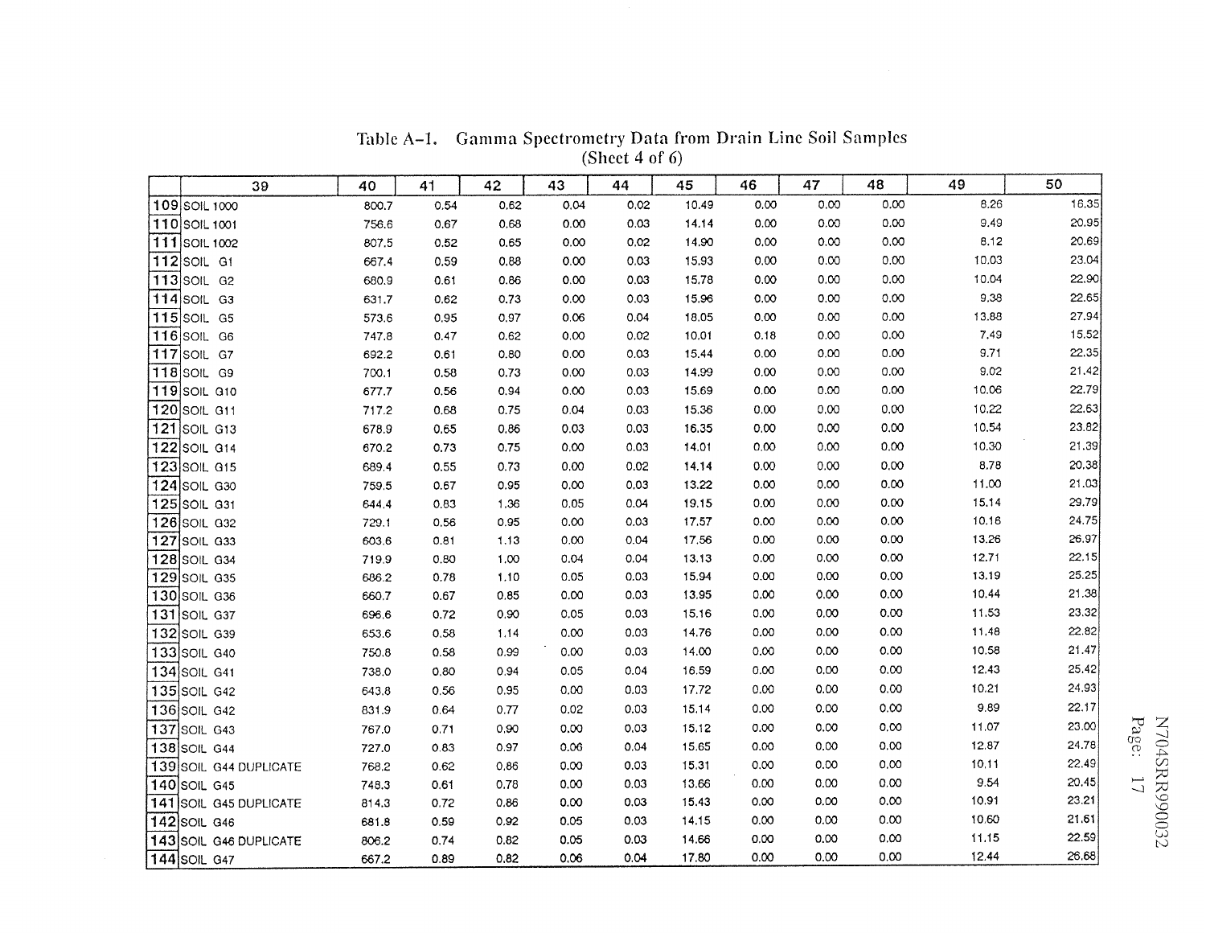Table A-1. Gamma Spectrometry Data from Drain Line Soil Samples
(Sheet 4 of 6)

| | 39 | 40 | 41 | 42 | 43 | 44 | 45 | 46 | 47 | 48 | 49 | 50 |
|---|---|---|---|---|---|---|---|---|---|---|---|---|
| 109 | SOIL 1000 | 800.7 | 0.54 | 0.62 | 0.04 | 0.02 | 10.49 | 0.00 | 0.00 | 0.00 | 8.26 | 16.35 |
| 110 | SOIL 1001 | 756.6 | 0.67 | 0.68 | 0.00 | 0.03 | 14.14 | 0.00 | 0.00 | 0.00 | 9.49 | 20.95 |
| 111 | SOIL 1002 | 807.5 | 0.52 | 0.65 | 0.00 | 0.02 | 14.90 | 0.00 | 0.00 | 0.00 | 8.12 | 20.69 |
| 112 | SOIL G1 | 667.4 | 0.59 | 0.88 | 0.00 | 0.03 | 15.93 | 0.00 | 0.00 | 0.00 | 10.03 | 23.04 |
| 113 | SOIL G2 | 680.9 | 0.61 | 0.86 | 0.00 | 0.03 | 15.78 | 0.00 | 0.00 | 0.00 | 10.04 | 22.90 |
| 114 | SOIL G3 | 631.7 | 0.62 | 0.73 | 0.00 | 0.03 | 15.96 | 0.00 | 0.00 | 0.00 | 9.38 | 22.65 |
| 115 | SOIL G5 | 573.6 | 0.95 | 0.97 | 0.06 | 0.04 | 18.05 | 0.00 | 0.00 | 0.00 | 13.88 | 27.94 |
| 116 | SOIL G6 | 747.8 | 0.47 | 0.62 | 0.00 | 0.02 | 10.01 | 0.18 | 0.00 | 0.00 | 7.49 | 15.52 |
| 117 | SOIL G7 | 692.2 | 0.61 | 0.80 | 0.00 | 0.03 | 15.44 | 0.00 | 0.00 | 0.00 | 9.71 | 22.35 |
| 118 | SOIL G9 | 700.1 | 0.58 | 0.73 | 0.00 | 0.03 | 14.99 | 0.00 | 0.00 | 0.00 | 9.02 | 21.42 |
| 119 | SOIL G10 | 677.7 | 0.56 | 0.94 | 0.00 | 0.03 | 15.69 | 0.00 | 0.00 | 0.00 | 10.06 | 22.79 |
| 120 | SOIL G11 | 717.2 | 0.68 | 0.75 | 0.04 | 0.03 | 15.36 | 0.00 | 0.00 | 0.00 | 10.22 | 22.63 |
| 121 | SOIL G13 | 678.9 | 0.65 | 0.86 | 0.03 | 0.03 | 16.35 | 0.00 | 0.00 | 0.00 | 10.54 | 23.82 |
| 122 | SOIL G14 | 670.2 | 0.73 | 0.75 | 0.00 | 0.03 | 14.01 | 0.00 | 0.00 | 0.00 | 10.30 | 21.39 |
| 123 | SOIL G15 | 689.4 | 0.55 | 0.73 | 0.00 | 0.02 | 14.14 | 0.00 | 0.00 | 0.00 | 8.78 | 20.38 |
| 124 | SOIL G30 | 759.5 | 0.67 | 0.95 | 0.00 | 0.03 | 13.22 | 0.00 | 0.00 | 0.00 | 11.00 | 21.03 |
| 125 | SOIL G31 | 644.4 | 0.83 | 1.36 | 0.05 | 0.04 | 19.15 | 0.00 | 0.00 | 0.00 | 15.14 | 29.79 |
| 126 | SOIL G32 | 729.1 | 0.56 | 0.95 | 0.00 | 0.03 | 17.57 | 0.00 | 0.00 | 0.00 | 10.16 | 24.75 |
| 127 | SOIL G33 | 603.6 | 0.81 | 1.13 | 0.00 | 0.04 | 17.56 | 0.00 | 0.00 | 0.00 | 13.26 | 26.97 |
| 128 | SOIL G34 | 719.9 | 0.80 | 1.00 | 0.04 | 0.04 | 13.13 | 0.00 | 0.00 | 0.00 | 12.71 | 22.15 |
| 129 | SOIL G35 | 686.2 | 0.78 | 1.10 | 0.05 | 0.03 | 15.94 | 0.00 | 0.00 | 0.00 | 13.19 | 25.25 |
| 130 | SOIL G36 | 660.7 | 0.67 | 0.85 | 0.00 | 0.03 | 13.95 | 0.00 | 0.00 | 0.00 | 10.44 | 21.38 |
| 131 | SOIL G37 | 696.6 | 0.72 | 0.90 | 0.05 | 0.03 | 15.16 | 0.00 | 0.00 | 0.00 | 11.53 | 23.32 |
| 132 | SOIL G39 | 653.6 | 0.58 | 1.14 | 0.00 | 0.03 | 14.76 | 0.00 | 0.00 | 0.00 | 11.48 | 22.82 |
| 133 | SOIL G40 | 750.8 | 0.58 | 0.99 | 0.00 | 0.03 | 14.00 | 0.00 | 0.00 | 0.00 | 10.58 | 21.47 |
| 134 | SOIL G41 | 738.0 | 0.80 | 0.94 | 0.05 | 0.04 | 16.59 | 0.00 | 0.00 | 0.00 | 12.43 | 25.42 |
| 135 | SOIL G42 | 643.8 | 0.56 | 0.95 | 0.00 | 0.03 | 17.72 | 0.00 | 0.00 | 0.00 | 10.21 | 24.93 |
| 136 | SOIL G42 | 831.9 | 0.64 | 0.77 | 0.02 | 0.03 | 15.14 | 0.00 | 0.00 | 0.00 | 9.89 | 22.17 |
| 137 | SOIL G43 | 767.0 | 0.71 | 0.90 | 0.00 | 0.03 | 15.12 | 0.00 | 0.00 | 0.00 | 11.07 | 23.00 |
| 138 | SOIL G44 | 727.0 | 0.83 | 0.97 | 0.06 | 0.04 | 15.65 | 0.00 | 0.00 | 0.00 | 12.87 | 24.78 |
| 139 | SOIL G44 DUPLICATE | 768.2 | 0.62 | 0.86 | 0.00 | 0.03 | 15.31 | 0.00 | 0.00 | 0.00 | 10.11 | 22.49 |
| 140 | SOIL G45 | 748.3 | 0.61 | 0.78 | 0.00 | 0.03 | 13.66 | 0.00 | 0.00 | 0.00 | 9.54 | 20.45 |
| 141 | SOIL G45 DUPLICATE | 814.3 | 0.72 | 0.86 | 0.00 | 0.03 | 15.43 | 0.00 | 0.00 | 0.00 | 10.91 | 23.21 |
| 142 | SOIL G46 | 681.8 | 0.59 | 0.92 | 0.05 | 0.03 | 14.15 | 0.00 | 0.00 | 0.00 | 10.60 | 21.61 |
| 143 | SOIL G46 DUPLICATE | 806.2 | 0.74 | 0.82 | 0.05 | 0.03 | 14.66 | 0.00 | 0.00 | 0.00 | 11.15 | 22.59 |
| 144 | SOIL G47 | 667.2 | 0.89 | 0.82 | 0.06 | 0.04 | 17.80 | 0.00 | 0.00 | 0.00 | 12.44 | 26.68 |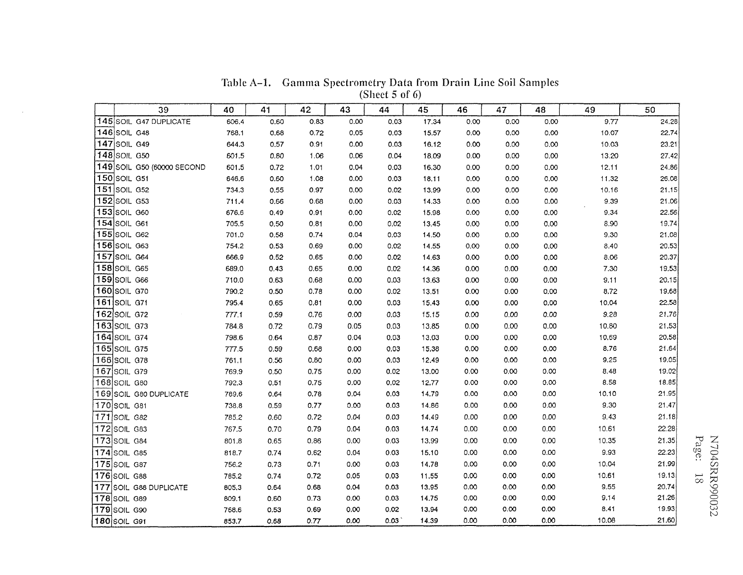# Table A-1. Gamma Spectrometry Data from Drain Line Soil Samples (Sheet 5 of 6)

| | 39 | 40 | 41 | 42 | 43 | 44 | 45 | 46 | 47 | 48 | 49 | 50 |
|---|---|---|---|---|---|---|---|---|---|---|---|---|
| 145 | SOIL G47 DUPLICATE | 606.4 | 0.60 | 0.83 | 0.00 | 0.03 | 17.34 | 0.00 | 0.00 | 0.00 | 9.77 | 24.28 |
| 146 | SOIL G48 | 768.1 | 0.68 | 0.72 | 0.05 | 0.03 | 15.57 | 0.00 | 0.00 | 0.00 | 10.07 | 22.74 |
| 147 | SOIL G49 | 644.3 | 0.57 | 0.91 | 0.00 | 0.03 | 16.12 | 0.00 | 0.00 | 0.00 | 10.03 | 23.21 |
| 148 | SOIL G50 | 601.5 | 0.80 | 1.06 | 0.06 | 0.04 | 18.09 | 0.00 | 0.00 | 0.00 | 13.20 | 27.42 |
| 149 | SOIL G50 (60000 SECOND | 601.5 | 0.72 | 1.01 | 0.04 | 0.03 | 16.30 | 0.00 | 0.00 | 0.00 | 12.11 | 24.86 |
| 150 | SOIL G51 | 646.6 | 0.60 | 1.08 | 0.00 | 0.03 | 18.11 | 0.00 | 0.00 | 0.00 | 11.32 | 26.08 |
| 151 | SOIL G52 | 734.3 | 0.55 | 0.97 | 0.00 | 0.02 | 13.99 | 0.00 | 0.00 | 0.00 | 10.16 | 21.15 |
| 152 | SOIL G53 | 711.4 | 0.66 | 0.68 | 0.00 | 0.03 | 14.33 | 0.00 | 0.00 | 0.00 | 9.39 | 21.06 |
| 153 | SOIL G60 | 676.6 | 0.49 | 0.91 | 0.00 | 0.02 | 15.98 | 0.00 | 0.00 | 0.00 | 9.34 | 22.56 |
| 154 | SOIL G61 | 705.5 | 0.50 | 0.81 | 0.00 | 0.02 | 13.45 | 0.00 | 0.00 | 0.00 | 8.90 | 19.74 |
| 155 | SOIL G62 | 701.0 | 0.58 | 0.74 | 0.04 | 0.03 | 14.50 | 0.00 | 0.00 | 0.00 | 9.30 | 21.08 |
| 156 | SOIL G63 | 754.2 | 0.53 | 0.69 | 0.00 | 0.02 | 14.55 | 0.00 | 0.00 | 0.00 | 8.40 | 20.53 |
| 157 | SOIL G64 | 666.9 | 0.52 | 0.65 | 0.00 | 0.02 | 14.63 | 0.00 | 0.00 | 0.00 | 8.06 | 20.37 |
| 158 | SOIL G65 | 689.0 | 0.43 | 0.65 | 0.00 | 0.02 | 14.36 | 0.00 | 0.00 | 0.00 | 7.30 | 19.53 |
| 159 | SOIL G66 | 710.0 | 0.63 | 0.68 | 0.00 | 0.03 | 13.63 | 0.00 | 0.00 | 0.00 | 9.11 | 20.15 |
| 160 | SOIL G70 | 790.2 | 0.50 | 0.78 | 0.00 | 0.02 | 13.51 | 0.00 | 0.00 | 0.00 | 8.72 | 19.68 |
| 161 | SOIL G71 | 795.4 | 0.65 | 0.81 | 0.00 | 0.03 | 15.43 | 0.00 | 0.00 | 0.00 | 10.04 | 22.58 |
| 162 | SOIL G72 | 777.1 | 0.59 | 0.76 | 0.00 | 0.03 | 15.15 | 0.00 | 0.00 | 0.00 | 9.28 | 21.76 |
| 163 | SOIL G73 | 784.8 | 0.72 | 0.79 | 0.05 | 0.03 | 13.85 | 0.00 | 0.00 | 0.00 | 10.80 | 21.53 |
| 164 | SOIL G74 | 798.6 | 0.64 | 0.87 | 0.04 | 0.03 | 13.03 | 0.00 | 0.00 | 0.00 | 10.69 | 20.58 |
| 165 | SOIL G75 | 777.5 | 0.59 | 0.68 | 0.00 | 0.03 | 15.38 | 0.00 | 0.00 | 0.00 | 8.76 | 21.64 |
| 166 | SOIL G78 | 761.1 | 0.56 | 0.80 | 0.00 | 0.03 | 12.49 | 0.00 | 0.00 | 0.00 | 9.25 | 19.05 |
| 167 | SOIL G79 | 769.9 | 0.50 | 0.75 | 0.00 | 0.02 | 13.00 | 0.00 | 0.00 | 0.00 | 8.48 | 19.02 |
| 168 | SOIL G80 | 792.3 | 0.51 | 0.75 | 0.00 | 0.02 | 12.77 | 0.00 | 0.00 | 0.00 | 8.58 | 18.85 |
| 169 | SOIL G80 DUPLICATE | 789.6 | 0.64 | 0.78 | 0.04 | 0.03 | 14.79 | 0.00 | 0.00 | 0.00 | 10.10 | 21.95 |
| 170 | SOIL G81 | 738.8 | 0.59 | 0.77 | 0.00 | 0.03 | 14.86 | 0.00 | 0.00 | 0.00 | 9.30 | 21.47 |
| 171 | SOIL G82 | 785.2 | 0.60 | 0.72 | 0.04 | 0.03 | 14.49 | 0.00 | 0.00 | 0.00 | 9.43 | 21.18 |
| 172 | SOIL G83 | 767.5 | 0.70 | 0.79 | 0.04 | 0.03 | 14.74 | 0.00 | 0.00 | 0.00 | 10.61 | 22.28 |
| 173 | SOIL G84 | 801.8 | 0.65 | 0.86 | 0.00 | 0.03 | 13.99 | 0.00 | 0.00 | 0.00 | 10.35 | 21.35 |
| 174 | SOIL G85 | 818.7 | 0.74 | 0.62 | 0.04 | 0.03 | 15.10 | 0.00 | 0.00 | 0.00 | 9.93 | 22.23 |
| 175 | SOIL G87 | 756.2 | 0.73 | 0.71 | 0.00 | 0.03 | 14.78 | 0.00 | 0.00 | 0.00 | 10.04 | 21.99 |
| 176 | SOIL G88 | 785.2 | 0.74 | 0.72 | 0.05 | 0.03 | 11.55 | 0.00 | 0.00 | 0.00 | 10.61 | 19.13 |
| 177 | SOIL G88 DUPLICATE | 805.3 | 0.64 | 0.68 | 0.04 | 0.03 | 13.95 | 0.00 | 0.00 | 0.00 | 9.55 | 20.74 |
| 178 | SOIL G89 | 809.1 | 0.60 | 0.73 | 0.00 | 0.03 | 14.75 | 0.00 | 0.00 | 0.00 | 9.14 | 21.26 |
| 179 | SOIL G90 | 768.6 | 0.53 | 0.69 | 0.00 | 0.02 | 13.94 | 0.00 | 0.00 | 0.00 | 8.41 | 19.93 |
| 180 | SOIL G91 | 853.7 | 0.68 | 0.77 | 0.00 | 0.03 | 14.39 | 0.00 | 0.00 | 0.00 | 10.08 | 21.60 |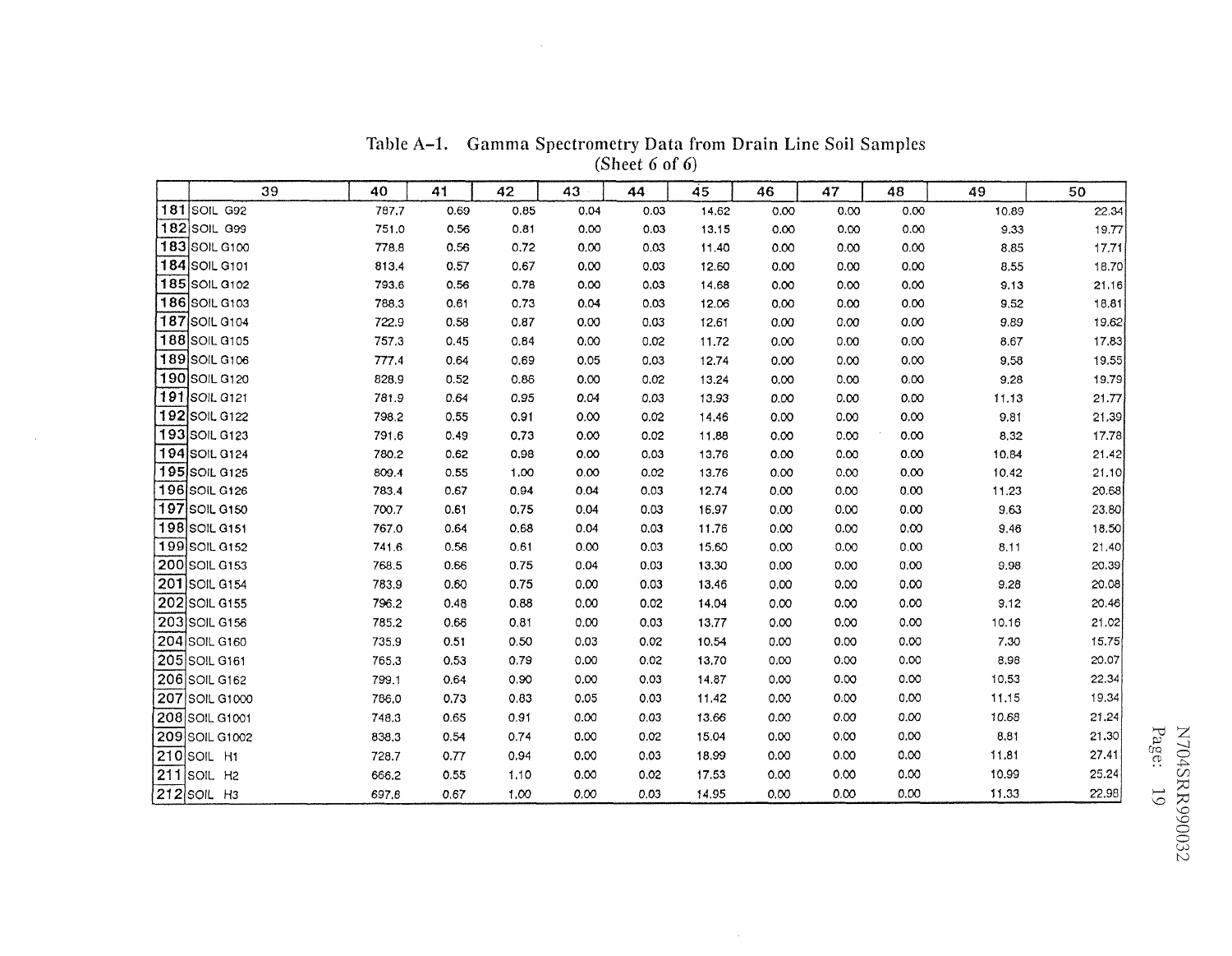Table A-1. Gamma Spectrometry Data from Drain Line Soil Samples
(Sheet 6 of 6)

| | 39 | 40 | 41 | 42 | 43 | 44 | 45 | 46 | 47 | 48 | 49 | 50 |
|---|---|---|---|---|---|---|---|---|---|---|---|---|
| 181 | SOIL G92 | 787.7 | 0.69 | 0.85 | 0.04 | 0.03 | 14.62 | 0.00 | 0.00 | 0.00 | 10.89 | 22.34 |
| 182 | SOIL G99 | 751.0 | 0.56 | 0.81 | 0.00 | 0.03 | 13.15 | 0.00 | 0.00 | 0.00 | 9.33 | 19.77 |
| 183 | SOIL G100 | 778.8 | 0.56 | 0.72 | 0.00 | 0.03 | 11.40 | 0.00 | 0.00 | 0.00 | 8.85 | 17.71 |
| 184 | SOIL G101 | 813.4 | 0.57 | 0.67 | 0.00 | 0.03 | 12.60 | 0.00 | 0.00 | 0.00 | 8.55 | 18.70 |
| 185 | SOIL G102 | 793.6 | 0.56 | 0.78 | 0.00 | 0.03 | 14.68 | 0.00 | 0.00 | 0.00 | 9.13 | 21.16 |
| 186 | SOIL G103 | 788.3 | 0.61 | 0.73 | 0.04 | 0.03 | 12.06 | 0.00 | 0.00 | 0.00 | 9.52 | 18.81 |
| 187 | SOIL G104 | 722.9 | 0.58 | 0.87 | 0.00 | 0.03 | 12.61 | 0.00 | 0.00 | 0.00 | 9.89 | 19.62 |
| 188 | SOIL G105 | 757.3 | 0.45 | 0.84 | 0.00 | 0.02 | 11.72 | 0.00 | 0.00 | 0.00 | 8.67 | 17.83 |
| 189 | SOIL G106 | 777.4 | 0.64 | 0.69 | 0.05 | 0.03 | 12.74 | 0.00 | 0.00 | 0.00 | 9.58 | 19.55 |
| 190 | SOIL G120 | 828.9 | 0.52 | 0.86 | 0.00 | 0.02 | 13.24 | 0.00 | 0.00 | 0.00 | 9.28 | 19.79 |
| 191 | SOIL G121 | 781.9 | 0.64 | 0.95 | 0.04 | 0.03 | 13.93 | 0.00 | 0.00 | 0.00 | 11.13 | 21.77 |
| 192 | SOIL G122 | 798.2 | 0.55 | 0.91 | 0.00 | 0.02 | 14.46 | 0.00 | 0.00 | 0.00 | 9.81 | 21.39 |
| 193 | SOIL G123 | 791.6 | 0.49 | 0.73 | 0.00 | 0.02 | 11.88 | 0.00 | 0.00 | 0.00 | 8.32 | 17.78 |
| 194 | SOIL G124 | 780.2 | 0.62 | 0.98 | 0.00 | 0.03 | 13.76 | 0.00 | 0.00 | 0.00 | 10.84 | 21.42 |
| 195 | SOIL G125 | 809.4 | 0.55 | 1.00 | 0.00 | 0.02 | 13.76 | 0.00 | 0.00 | 0.00 | 10.42 | 21.10 |
| 196 | SOIL G126 | 783.4 | 0.67 | 0.94 | 0.04 | 0.03 | 12.74 | 0.00 | 0.00 | 0.00 | 11.23 | 20.68 |
| 197 | SOIL G150 | 700.7 | 0.61 | 0.75 | 0.04 | 0.03 | 16.97 | 0.00 | 0.00 | 0.00 | 9.63 | 23.80 |
| 198 | SOIL G151 | 767.0 | 0.64 | 0.68 | 0.04 | 0.03 | 11.76 | 0.00 | 0.00 | 0.00 | 9.46 | 18.50 |
| 199 | SOIL G152 | 741.6 | 0.56 | 0.61 | 0.00 | 0.03 | 15.60 | 0.00 | 0.00 | 0.00 | 8.11 | 21.40 |
| 200 | SOIL G153 | 768.5 | 0.66 | 0.75 | 0.04 | 0.03 | 13.30 | 0.00 | 0.00 | 0.00 | 9.98 | 20.39 |
| 201 | SOIL G154 | 783.9 | 0.60 | 0.75 | 0.00 | 0.03 | 13.46 | 0.00 | 0.00 | 0.00 | 9.28 | 20.08 |
| 202 | SOIL G155 | 796.2 | 0.48 | 0.88 | 0.00 | 0.02 | 14.04 | 0.00 | 0.00 | 0.00 | 9.12 | 20.46 |
| 203 | SOIL G156 | 785.2 | 0.66 | 0.81 | 0.00 | 0.03 | 13.77 | 0.00 | 0.00 | 0.00 | 10.16 | 21.02 |
| 204 | SOIL G160 | 735.9 | 0.51 | 0.50 | 0.03 | 0.02 | 10.54 | 0.00 | 0.00 | 0.00 | 7.30 | 15.75 |
| 205 | SOIL G161 | 765.3 | 0.53 | 0.79 | 0.00 | 0.02 | 13.70 | 0.00 | 0.00 | 0.00 | 8.98 | 20.07 |
| 206 | SOIL G162 | 799.1 | 0.64 | 0.90 | 0.00 | 0.03 | 14.87 | 0.00 | 0.00 | 0.00 | 10.53 | 22.34 |
| 207 | SOIL G1000 | 786.0 | 0.73 | 0.83 | 0.05 | 0.03 | 11.42 | 0.00 | 0.00 | 0.00 | 11.15 | 19.34 |
| 208 | SOIL G1001 | 748.3 | 0.65 | 0.91 | 0.00 | 0.03 | 13.66 | 0.00 | 0.00 | 0.00 | 10.68 | 21.24 |
| 209 | SOIL G1002 | 838.3 | 0.54 | 0.74 | 0.00 | 0.02 | 15.04 | 0.00 | 0.00 | 0.00 | 8.81 | 21.30 |
| 210 | SOIL H1 | 728.7 | 0.77 | 0.94 | 0.00 | 0.03 | 18.99 | 0.00 | 0.00 | 0.00 | 11.81 | 27.41 |
| 211 | SOIL H2 | 666.2 | 0.55 | 1.10 | 0.00 | 0.02 | 17.53 | 0.00 | 0.00 | 0.00 | 10.99 | 25.24 |
| 212 | SOIL H3 | 697.6 | 0.67 | 1.00 | 0.00 | 0.03 | 14.95 | 0.00 | 0.00 | 0.00 | 11.33 | 22.98 |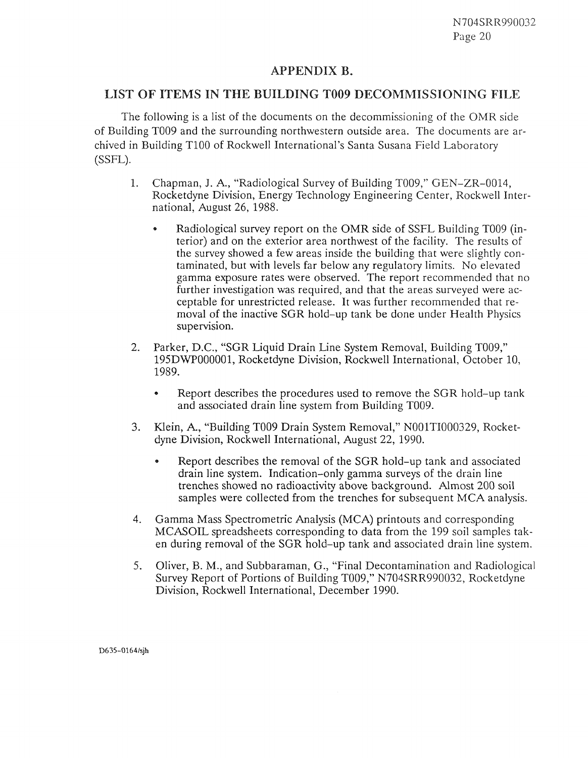## APPENDIX B.

## LIST OF ITEMS IN THE BUILDING T009 DECOMMISSIONING FILE

The following is a list of the documents on the decommissioning of the OMR side of Building T009 and the surrounding northwestern outside area. The documents are archived in Building T100 of Rockwell International's Santa Susana Field Laboratory (SSFL).

1. Chapman, J. A., "Radiological Survey of Building T009," GEN-ZR-0014, Rocketdyne Division, Energy Technology Engineering Center, Rockwell International, August 26, 1988.

   - Radiological survey report on the OMR side of SSFL Building T009 (interior) and on the exterior area northwest of the facility. The results of the survey showed a few areas inside the building that were slightly contaminated, but with levels far below any regulatory limits. No elevated gamma exposure rates were observed. The report recommended that no further investigation was required, and that the areas surveyed were acceptable for unrestricted release. It was further recommended that removal of the inactive SGR hold-up tank be done under Health Physics supervision.

2. Parker, D.C., "SGR Liquid Drain Line System Removal, Building T009," 195DWP000001, Rocketdyne Division, Rockwell International, October 10, 1989.

   - Report describes the procedures used to remove the SGR hold-up tank and associated drain line system from Building T009.

3. Klein, A., "Building T009 Drain System Removal," N001TI000329, Rocketdyne Division, Rockwell International, August 22, 1990.

   - Report describes the removal of the SGR hold-up tank and associated drain line system. Indication-only gamma surveys of the drain line trenches showed no radioactivity above background. Almost 200 soil samples were collected from the trenches for subsequent MCA analysis.

4. Gamma Mass Spectrometric Analysis (MCA) printouts and corresponding MCASOIL spreadsheets corresponding to data from the 199 soil samples taken during removal of the SGR hold-up tank and associated drain line system.

5. Oliver, B. M., and Subbaraman, G., "Final Decontamination and Radiological Survey Report of Portions of Building T009," N704SRR990032, Rocketdyne Division, Rockwell International, December 1990.

D635-0164/sjh